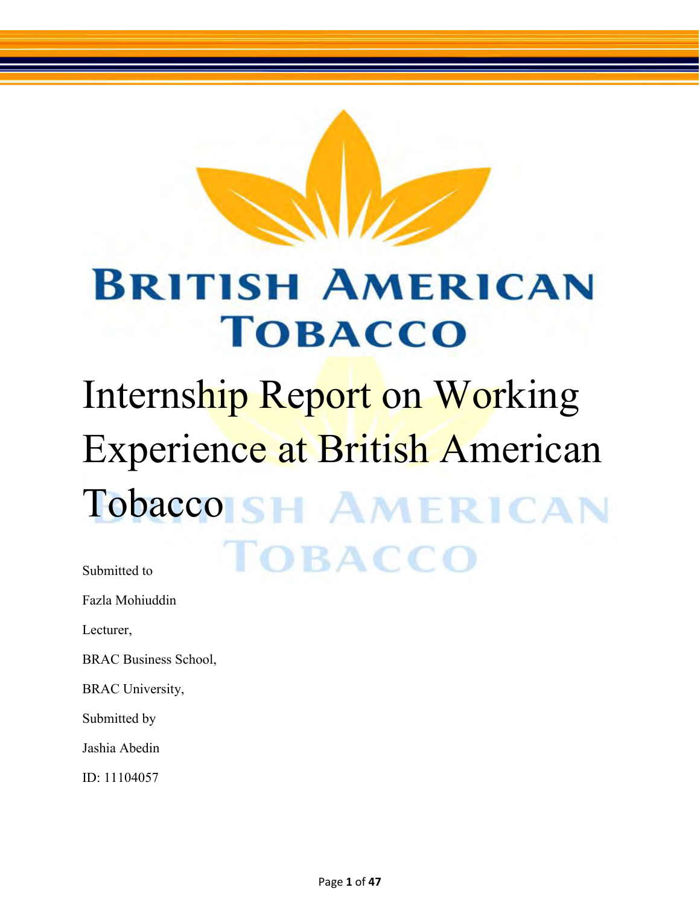# Internship Report on Working Experience at British American Tobacco

Submitted to

Fazla Mohiuddin

Lecturer,

BRAC Business School,

BRAC University,

Submitted by

Jashia Abedin

ID: 11104057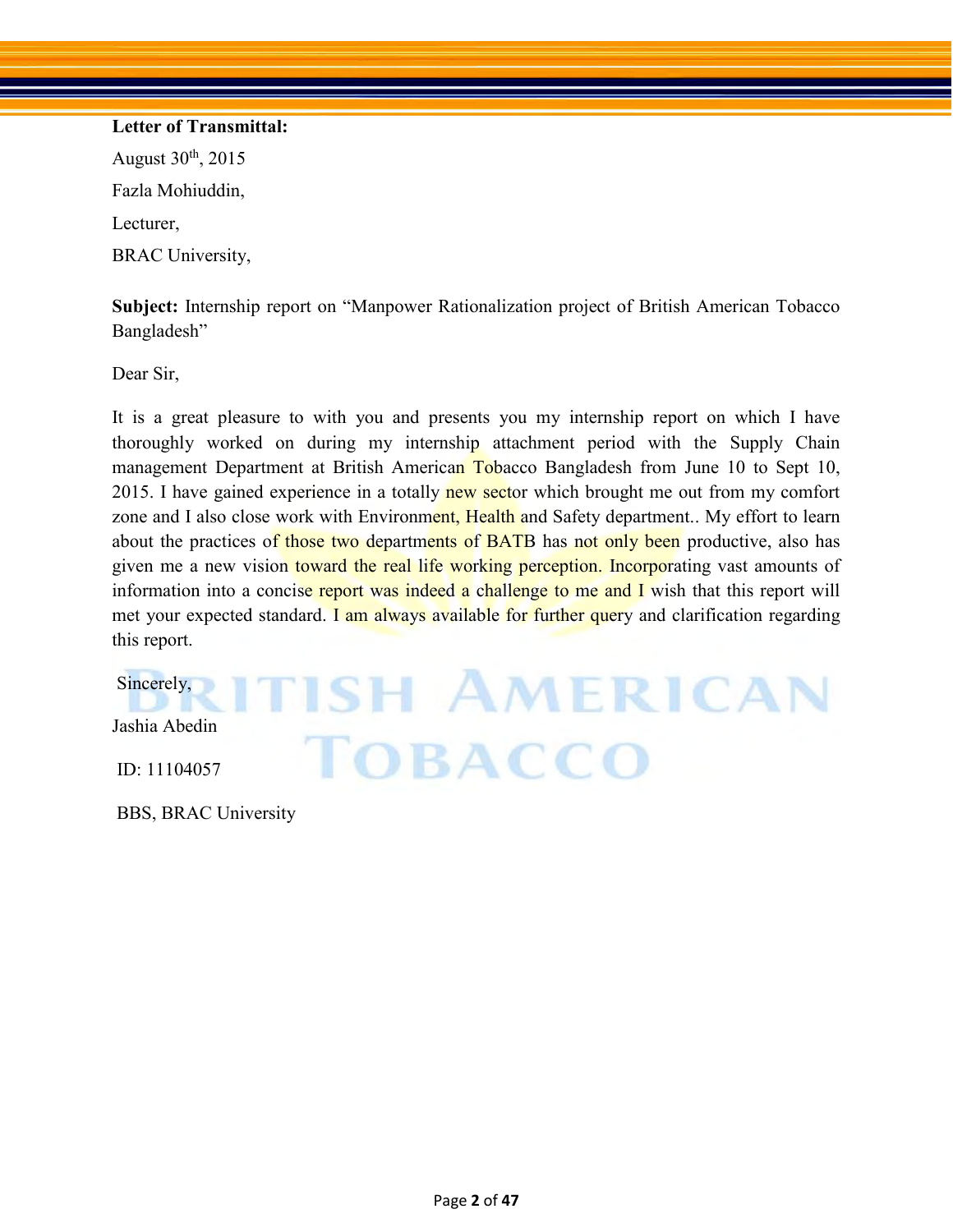**Letter of Transmittal:**

August 30th, 2015

Fazla Mohiuddin,

Lecturer,

BRAC University,

**Subject:** Internship report on "Manpower Rationalization project of British American Tobacco Bangladesh"

Dear Sir,

It is a great pleasure to with you and presents you my internship report on which I have thoroughly worked on during my internship attachment period with the Supply Chain management Department at British American Tobacco Bangladesh from June 10 to Sept 10, 2015. I have gained experience in a totally new sector which brought me out from my comfort zone and I also close work with Environment, Health and Safety department.. My effort to learn about the practices of those two departments of BATB has not only been productive, also has given me a new vision toward the real life working perception. Incorporating vast amounts of information into a concise report was indeed a challenge to me and I wish that this report will met your expected standard. I am always available for further query and clarification regarding this report.

Sincerely,

Jashia Abedin

ID: 11104057

BBS, BRAC University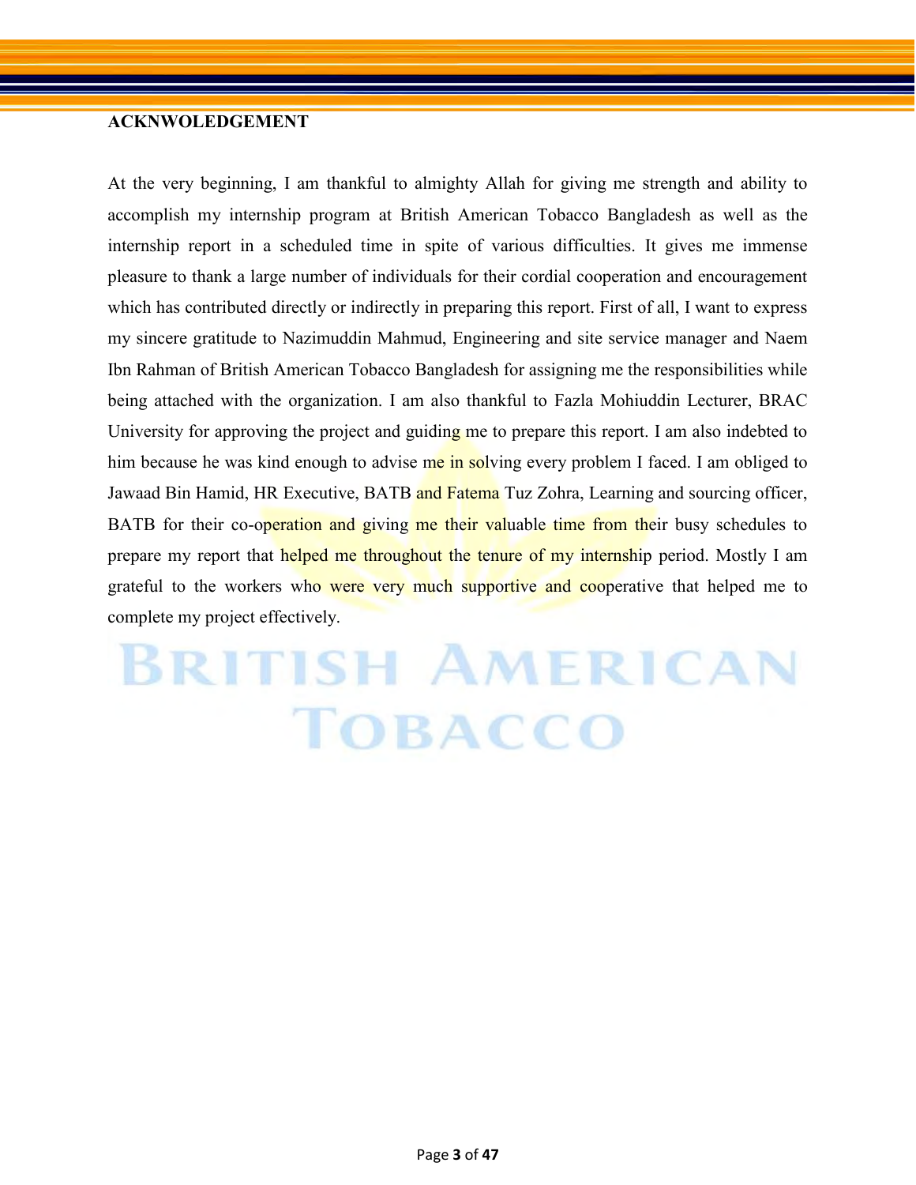**ACKNWOLEDGEMENT**

At the very beginning, I am thankful to almighty Allah for giving me strength and ability to accomplish my internship program at British American Tobacco Bangladesh as well as the internship report in a scheduled time in spite of various difficulties. It gives me immense pleasure to thank a large number of individuals for their cordial cooperation and encouragement which has contributed directly or indirectly in preparing this report. First of all, I want to express my sincere gratitude to Nazimuddin Mahmud, Engineering and site service manager and Naem Ibn Rahman of British American Tobacco Bangladesh for assigning me the responsibilities while being attached with the organization. I am also thankful to Fazla Mohiuddin Lecturer, BRAC University for approving the project and guiding me to prepare this report. I am also indebted to him because he was kind enough to advise me in solving every problem I faced. I am obliged to Jawaad Bin Hamid, HR Executive, BATB and Fatema Tuz Zohra, Learning and sourcing officer, BATB for their co-operation and giving me their valuable time from their busy schedules to prepare my report that helped me throughout the tenure of my internship period. Mostly I am grateful to the workers who were very much supportive and cooperative that helped me to complete my project effectively.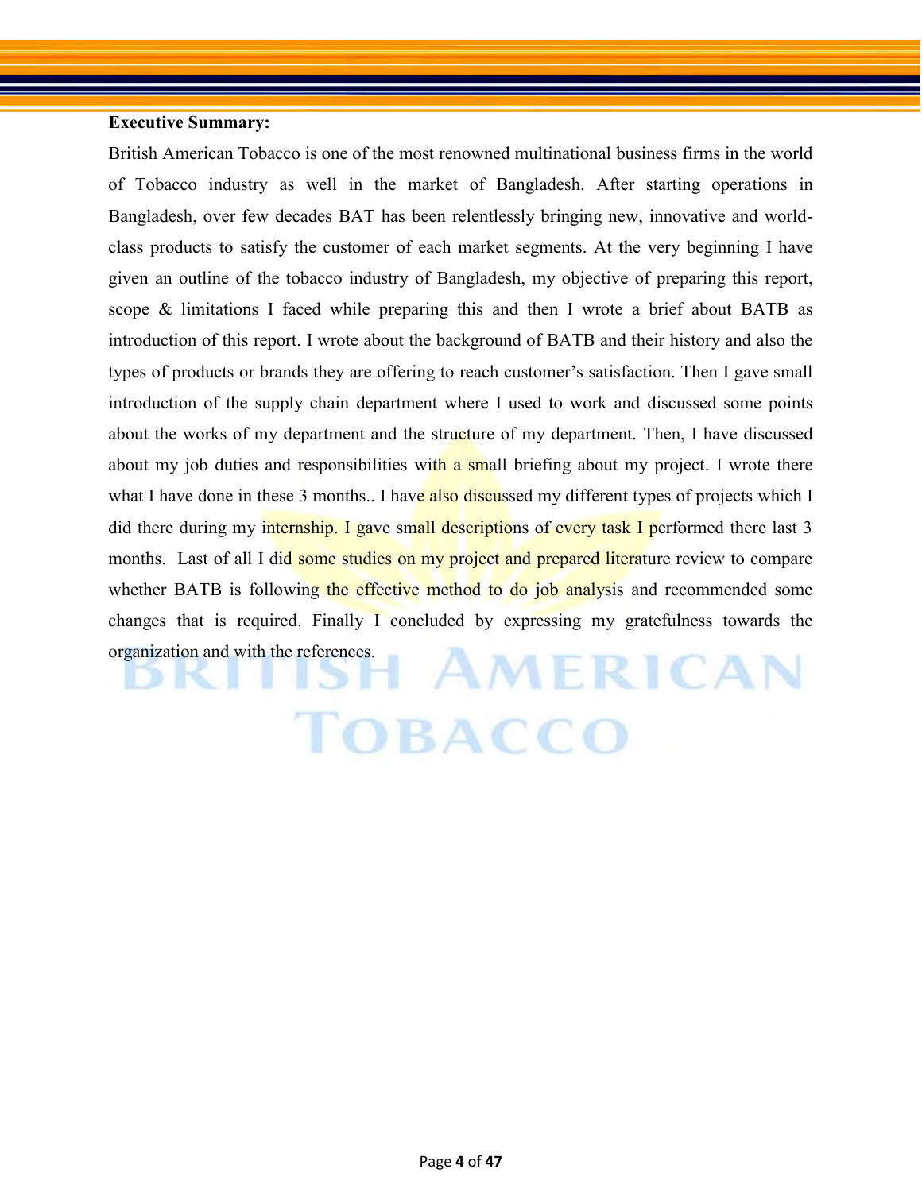**Executive Summary:**

British American Tobacco is one of the most renowned multinational business firms in the world of Tobacco industry as well in the market of Bangladesh. After starting operations in Bangladesh, over few decades BAT has been relentlessly bringing new, innovative and world-class products to satisfy the customer of each market segments. At the very beginning I have given an outline of the tobacco industry of Bangladesh, my objective of preparing this report, scope & limitations I faced while preparing this and then I wrote a brief about BATB as introduction of this report. I wrote about the background of BATB and their history and also the types of products or brands they are offering to reach customer's satisfaction. Then I gave small introduction of the supply chain department where I used to work and discussed some points about the works of my department and the structure of my department. Then, I have discussed about my job duties and responsibilities with a small briefing about my project. I wrote there what I have done in these 3 months.. I have also discussed my different types of projects which I did there during my internship. I gave small descriptions of every task I performed there last 3 months. Last of all I did some studies on my project and prepared literature review to compare whether BATB is following the effective method to do job analysis and recommended some changes that is required. Finally I concluded by expressing my gratefulness towards the organization and with the references.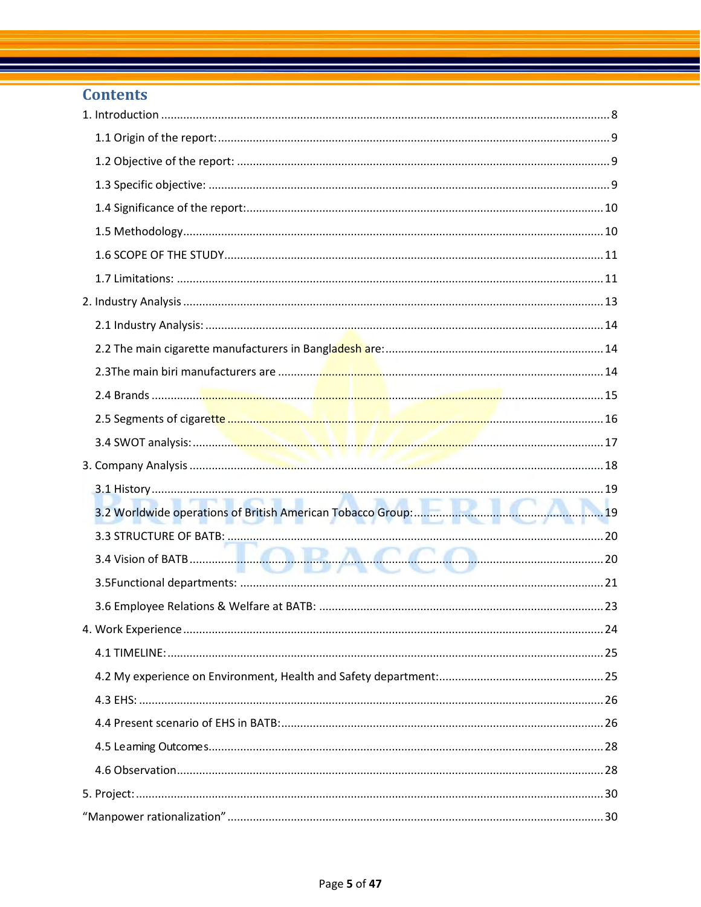## Contents

1. Introduction ..... 8
    - 1.1 Origin of the report: ..... 9
    - 1.2 Objective of the report: ..... 9
    - 1.3 Specific objective: ..... 9
    - 1.4 Significance of the report: ..... 10
    - 1.5 Methodology ..... 10
    - 1.6 SCOPE OF THE STUDY ..... 11
    - 1.7 Limitations: ..... 11
2. Industry Analysis ..... 13
    - 2.1 Industry Analysis: ..... 14
    - 2.2 The main cigarette manufacturers in Bangladesh are: ..... 14
    - 2.3The main biri manufacturers are ..... 14
    - 2.4 Brands ..... 15
    - 2.5 Segments of cigarette ..... 16
    - 3.4 SWOT analysis: ..... 17
3. Company Analysis ..... 18
    - 3.1 History ..... 19
    - 3.2 Worldwide operations of British American Tobacco Group: ..... 19
    - 3.3 STRUCTURE OF BATB: ..... 20
    - 3.4 Vision of BATB ..... 20
    - 3.5Functional departments: ..... 21
    - 3.6 Employee Relations & Welfare at BATB: ..... 23
4. Work Experience ..... 24
    - 4.1 TIMELINE: ..... 25
    - 4.2 My experience on Environment, Health and Safety department: ..... 25
    - 4.3 EHS: ..... 26
    - 4.4 Present scenario of EHS in BATB: ..... 26
    - 4.5 Learning Outcomes ..... 28
    - 4.6 Observation ..... 28
5. Project: ..... 30

"Manpower rationalization" ..... 30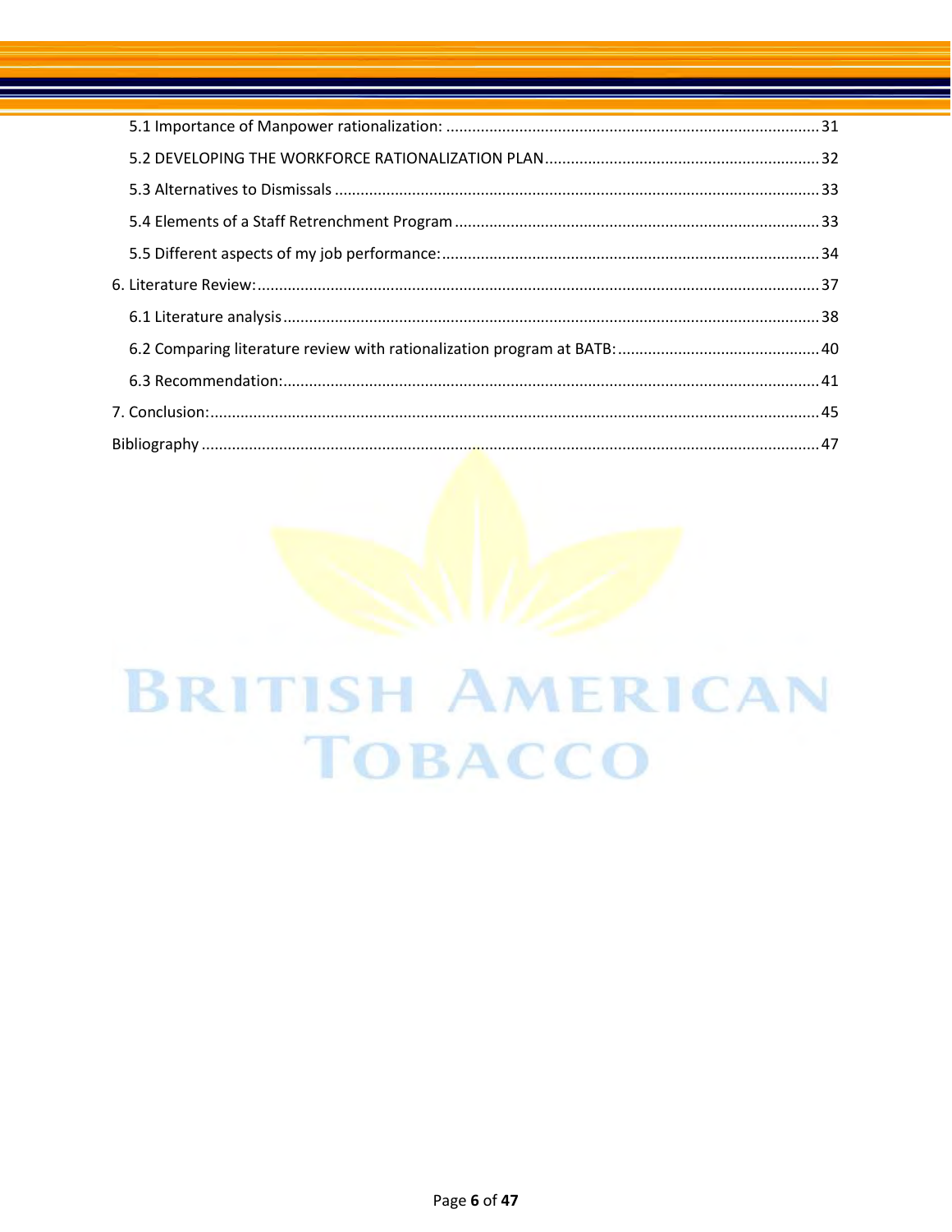- 5.1 Importance of Manpower rationalization: ........................................................................................ 31
- 5.2 DEVELOPING THE WORKFORCE RATIONALIZATION PLAN ................................................................ 32
- 5.3 Alternatives to Dismissals .................................................................................................................. 33
- 5.4 Elements of a Staff Retrenchment Program ...................................................................................... 33
- 5.5 Different aspects of my job performance: ......................................................................................... 34

6. Literature Review: ..................................................................................................................................... 37
   - 6.1 Literature analysis ............................................................................................................................. 38
   - 6.2 Comparing literature review with rationalization program at BATB: ............................................... 40
   - 6.3 Recommendation: ............................................................................................................................. 41
7. Conclusion: ................................................................................................................................................ 45

Bibliography .................................................................................................................................................. 47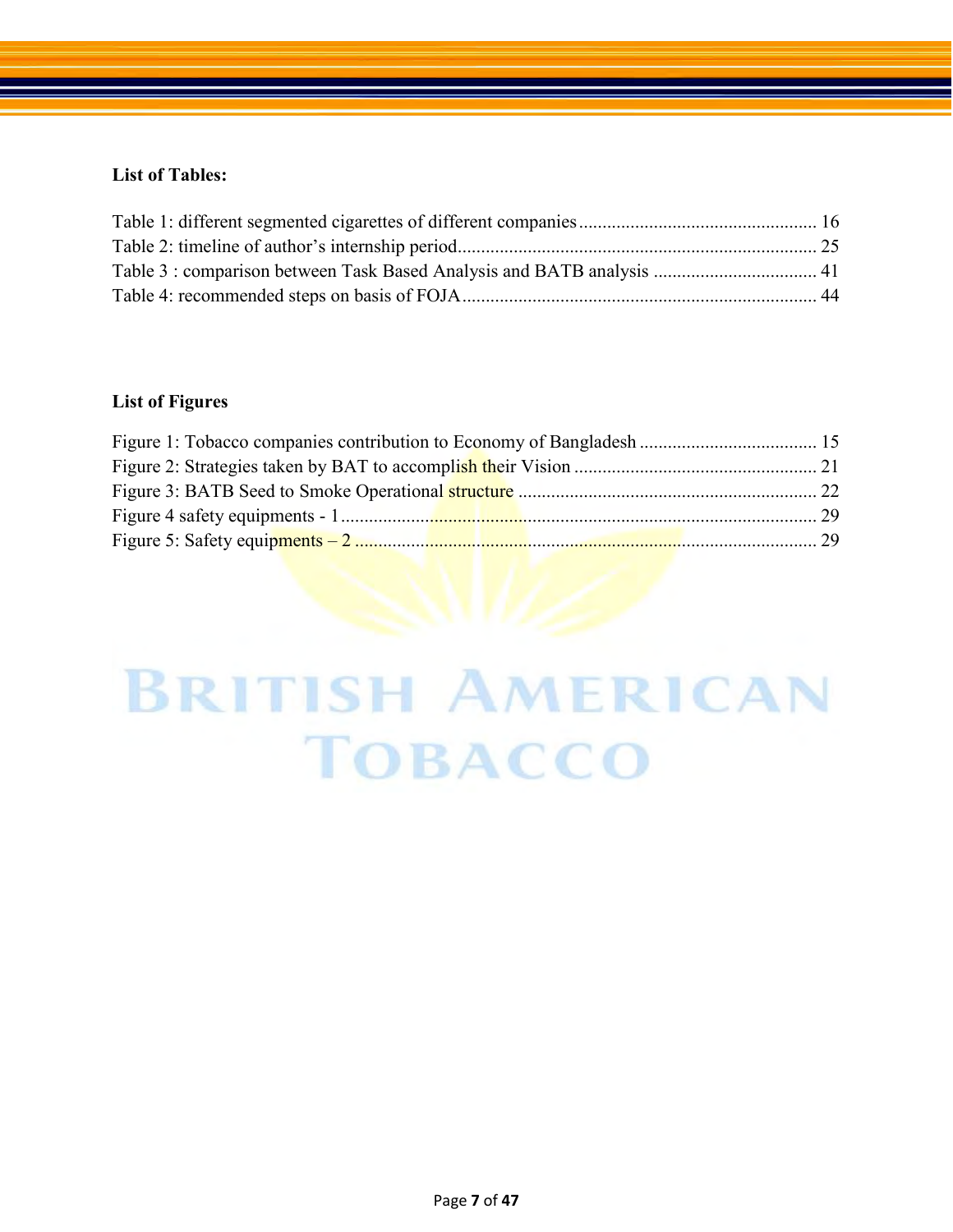**List of Tables:**

Table 1: different segmented cigarettes of different companies .................................................. 16
Table 2: timeline of author's internship period............................................................................ 25
Table 3 : comparison between Task Based Analysis and BATB analysis ................................... 41
Table 4: recommended steps on basis of FOJA........................................................................... 44

**List of Figures**

Figure 1: Tobacco companies contribution to Economy of Bangladesh ...................................... 15
Figure 2: Strategies taken by BAT to accomplish their Vision .................................................... 21
Figure 3: BATB Seed to Smoke Operational structure ................................................................ 22
Figure 4 safety equipments - 1...................................................................................................... 29
Figure 5: Safety equipments – 2 ................................................................................................... 29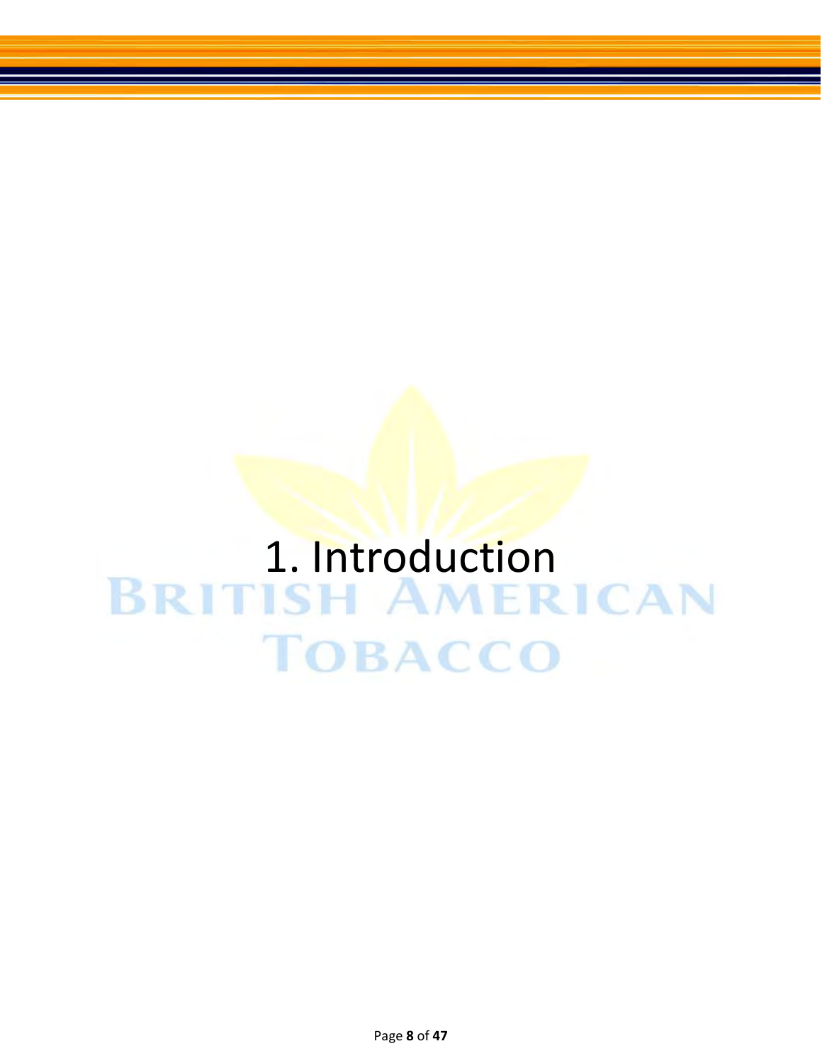# 1. Introduction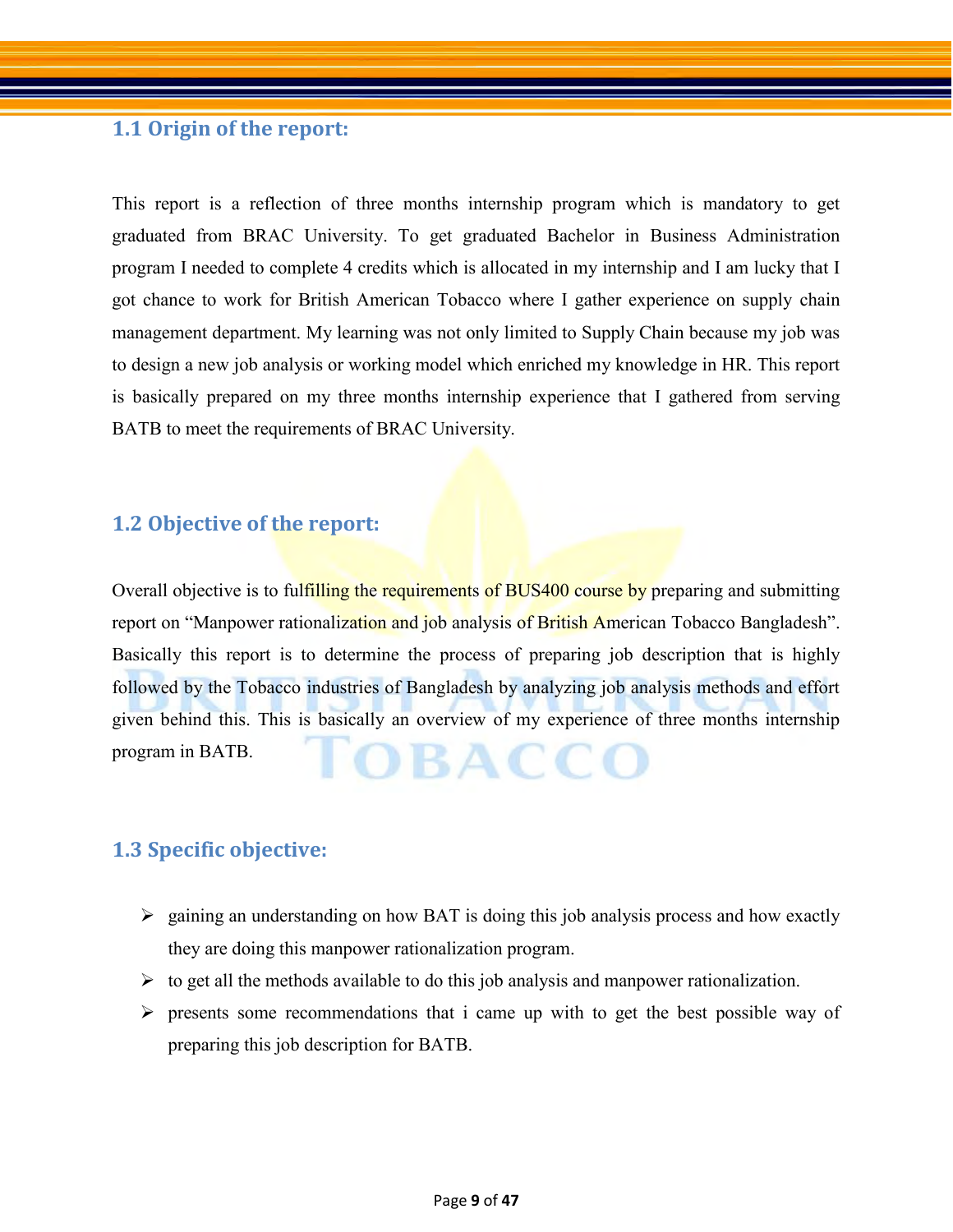## 1.1 Origin of the report:

This report is a reflection of three months internship program which is mandatory to get graduated from BRAC University. To get graduated Bachelor in Business Administration program I needed to complete 4 credits which is allocated in my internship and I am lucky that I got chance to work for British American Tobacco where I gather experience on supply chain management department. My learning was not only limited to Supply Chain because my job was to design a new job analysis or working model which enriched my knowledge in HR. This report is basically prepared on my three months internship experience that I gathered from serving BATB to meet the requirements of BRAC University.

## 1.2 Objective of the report:

Overall objective is to fulfilling the requirements of BUS400 course by preparing and submitting report on "Manpower rationalization and job analysis of British American Tobacco Bangladesh". Basically this report is to determine the process of preparing job description that is highly followed by the Tobacco industries of Bangladesh by analyzing job analysis methods and effort given behind this. This is basically an overview of my experience of three months internship program in BATB.

## 1.3 Specific objective:

- gaining an understanding on how BAT is doing this job analysis process and how exactly they are doing this manpower rationalization program.
- to get all the methods available to do this job analysis and manpower rationalization.
- presents some recommendations that i came up with to get the best possible way of preparing this job description for BATB.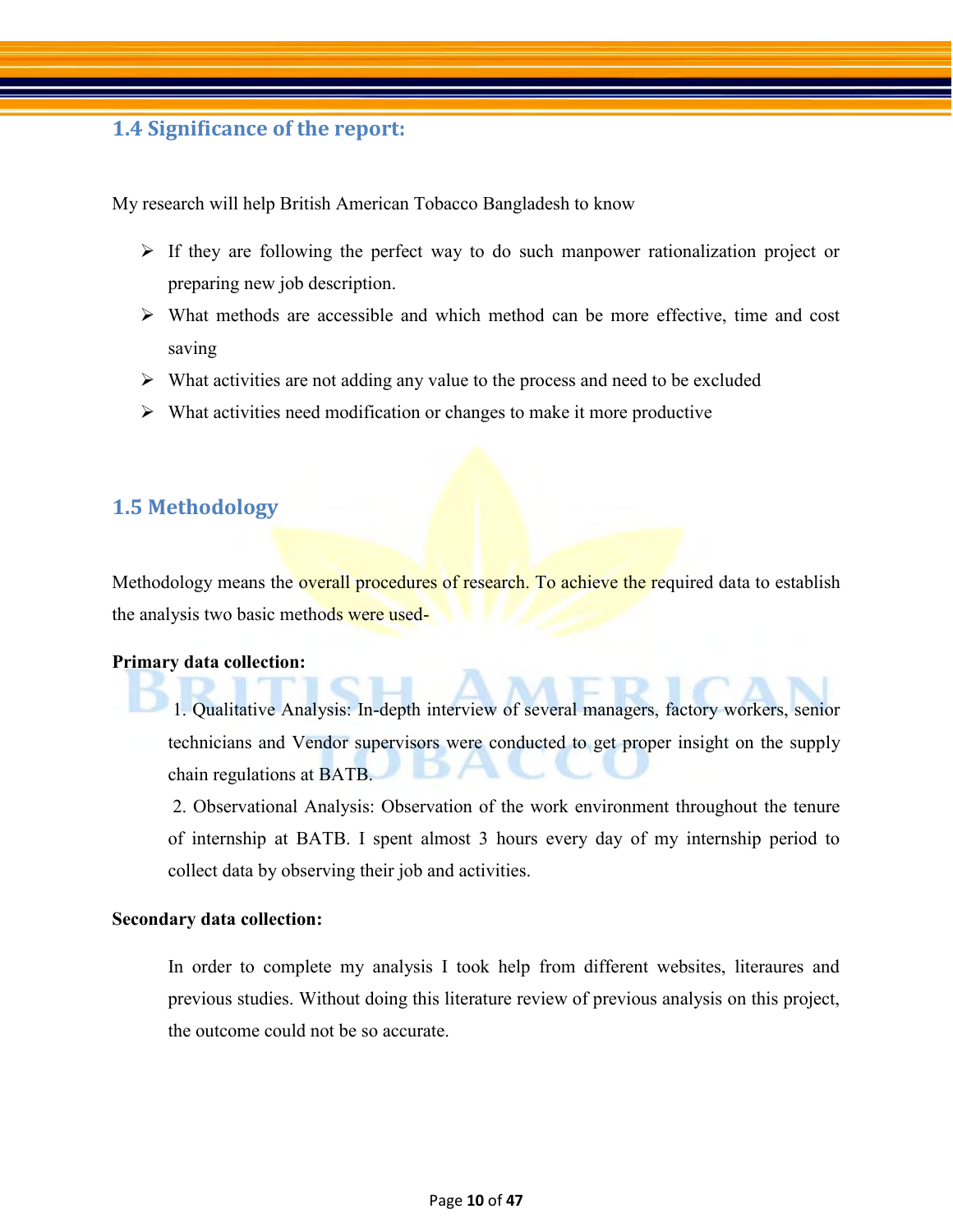## 1.4 Significance of the report:

My research will help British American Tobacco Bangladesh to know

- If they are following the perfect way to do such manpower rationalization project or preparing new job description.
- What methods are accessible and which method can be more effective, time and cost saving
- What activities are not adding any value to the process and need to be excluded
- What activities need modification or changes to make it more productive

## 1.5 Methodology

Methodology means the overall procedures of research. To achieve the required data to establish the analysis two basic methods were used-

**Primary data collection:**

1. Qualitative Analysis: In-depth interview of several managers, factory workers, senior technicians and Vendor supervisors were conducted to get proper insight on the supply chain regulations at BATB.
2. Observational Analysis: Observation of the work environment throughout the tenure of internship at BATB. I spent almost 3 hours every day of my internship period to collect data by observing their job and activities.

**Secondary data collection:**

In order to complete my analysis I took help from different websites, literaures and previous studies. Without doing this literature review of previous analysis on this project, the outcome could not be so accurate.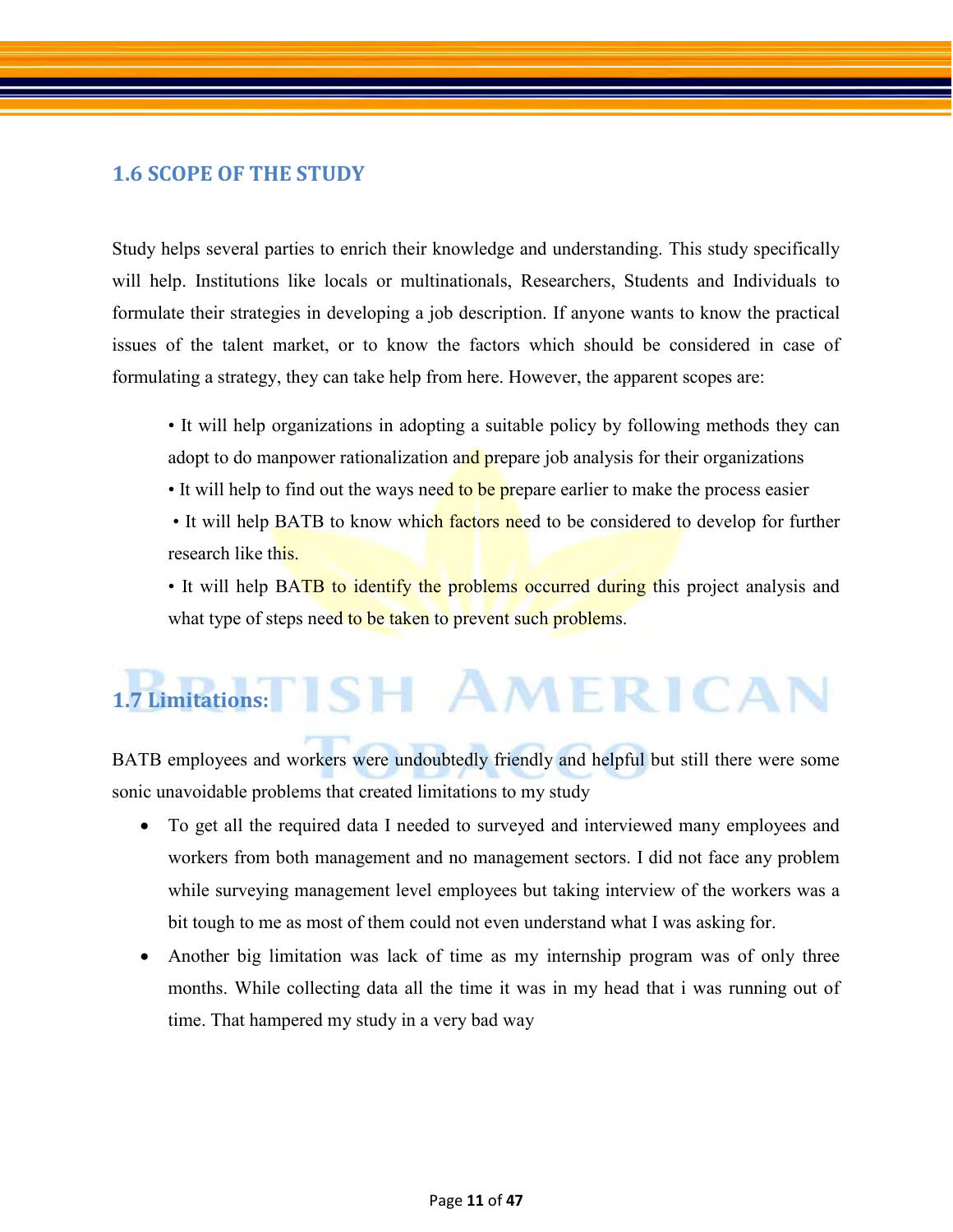## 1.6 SCOPE OF THE STUDY

Study helps several parties to enrich their knowledge and understanding. This study specifically will help. Institutions like locals or multinationals, Researchers, Students and Individuals to formulate their strategies in developing a job description. If anyone wants to know the practical issues of the talent market, or to know the factors which should be considered in case of formulating a strategy, they can take help from here. However, the apparent scopes are:

- It will help organizations in adopting a suitable policy by following methods they can adopt to do manpower rationalization and prepare job analysis for their organizations
- It will help to find out the ways need to be prepare earlier to make the process easier
- It will help BATB to know which factors need to be considered to develop for further research like this.
- It will help BATB to identify the problems occurred during this project analysis and what type of steps need to be taken to prevent such problems.

## 1.7 Limitations:

BATB employees and workers were undoubtedly friendly and helpful but still there were some sonic unavoidable problems that created limitations to my study

- To get all the required data I needed to surveyed and interviewed many employees and workers from both management and no management sectors. I did not face any problem while surveying management level employees but taking interview of the workers was a bit tough to me as most of them could not even understand what I was asking for.
- Another big limitation was lack of time as my internship program was of only three months. While collecting data all the time it was in my head that i was running out of time. That hampered my study in a very bad way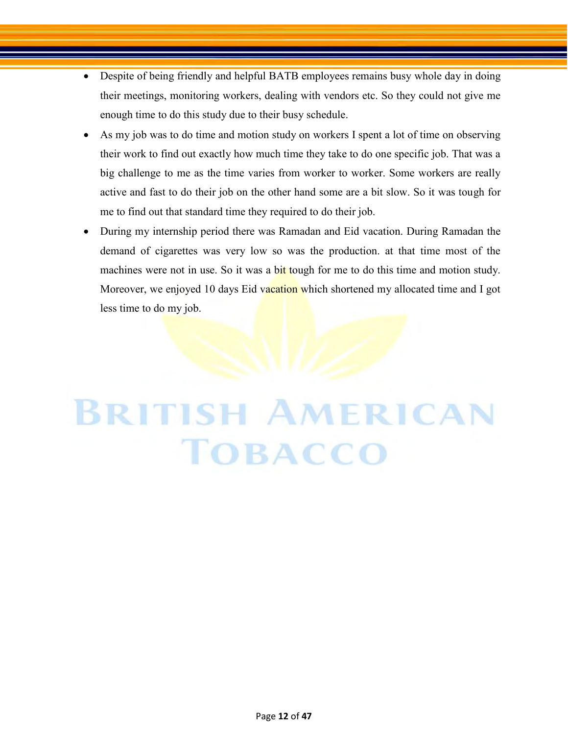- Despite of being friendly and helpful BATB employees remains busy whole day in doing their meetings, monitoring workers, dealing with vendors etc. So they could not give me enough time to do this study due to their busy schedule.
- As my job was to do time and motion study on workers I spent a lot of time on observing their work to find out exactly how much time they take to do one specific job. That was a big challenge to me as the time varies from worker to worker. Some workers are really active and fast to do their job on the other hand some are a bit slow. So it was tough for me to find out that standard time they required to do their job.
- During my internship period there was Ramadan and Eid vacation. During Ramadan the demand of cigarettes was very low so was the production. at that time most of the machines were not in use. So it was a bit tough for me to do this time and motion study. Moreover, we enjoyed 10 days Eid vacation which shortened my allocated time and I got less time to do my job.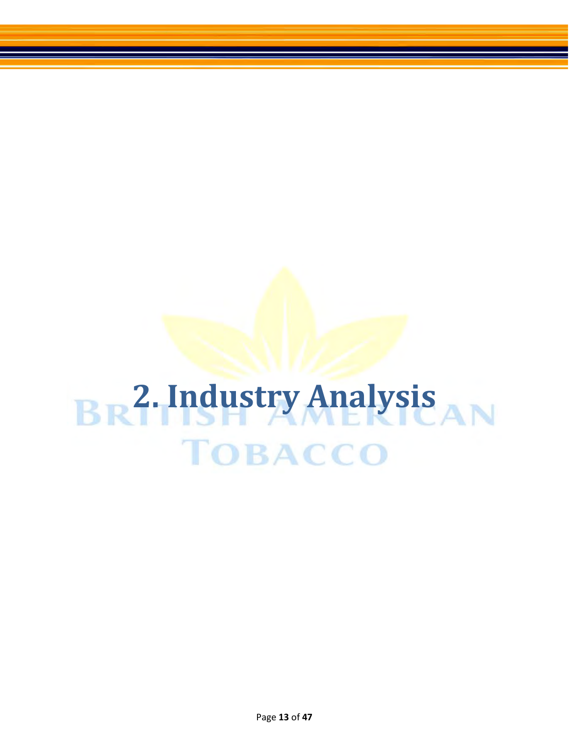# 2. Industry Analysis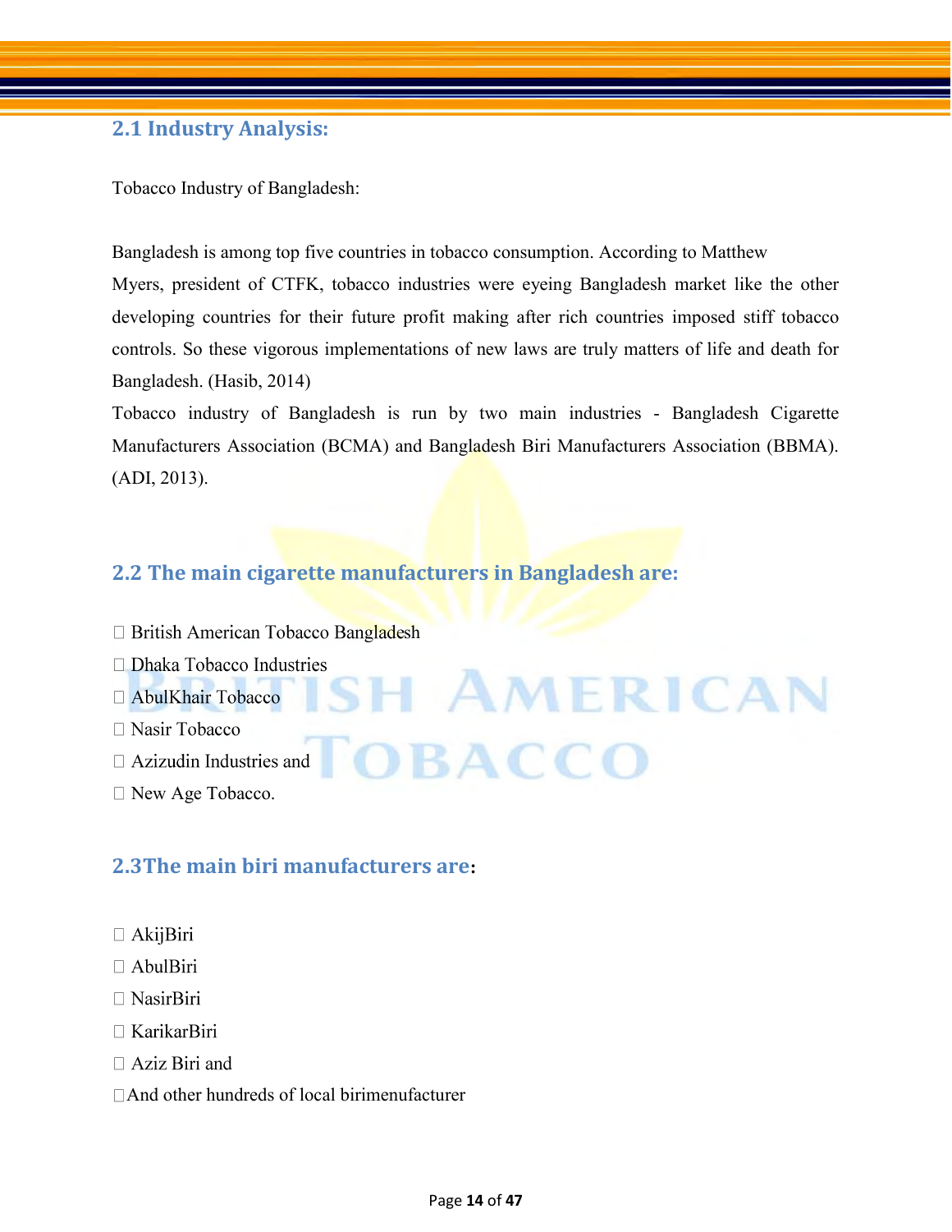## 2.1 Industry Analysis:

Tobacco Industry of Bangladesh:

Bangladesh is among top five countries in tobacco consumption. According to Matthew Myers, president of CTFK, tobacco industries were eyeing Bangladesh market like the other developing countries for their future profit making after rich countries imposed stiff tobacco controls. So these vigorous implementations of new laws are truly matters of life and death for Bangladesh. (Hasib, 2014)

Tobacco industry of Bangladesh is run by two main industries - Bangladesh Cigarette Manufacturers Association (BCMA) and Bangladesh Biri Manufacturers Association (BBMA). (ADI, 2013).

## 2.2 The main cigarette manufacturers in Bangladesh are:

- British American Tobacco Bangladesh
- Dhaka Tobacco Industries
- AbulKhair Tobacco
- Nasir Tobacco
- Azizudin Industries and
- New Age Tobacco.

## 2.3The main biri manufacturers are:

- AkijBiri
- AbulBiri
- NasirBiri
- KarikarBiri
- Aziz Biri and
- And other hundreds of local birimenufacturer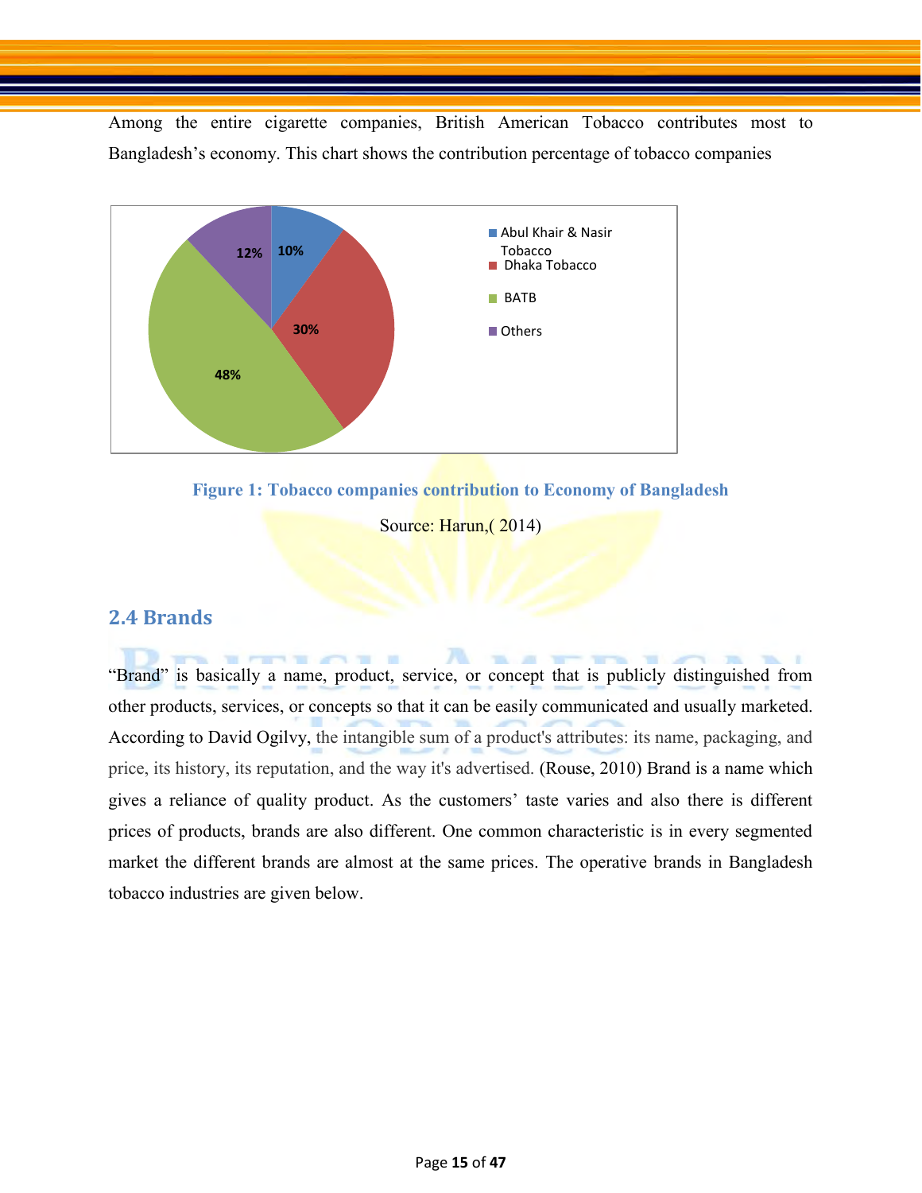Among the entire cigarette companies, British American Tobacco contributes most to Bangladesh's economy. This chart shows the contribution percentage of tobacco companies

| Company | Contribution |
|---|---|
| Abul Khair & Nasir Tobacco | 10% |
| Dhaka Tobacco | 30% |
| BATB | 48% |
| Others | 12% |

**Figure 1: Tobacco companies contribution to Economy of Bangladesh**

Source: Harun,( 2014)

## 2.4 Brands

"Brand" is basically a name, product, service, or concept that is publicly distinguished from other products, services, or concepts so that it can be easily communicated and usually marketed. According to David Ogilvy, the intangible sum of a product's attributes: its name, packaging, and price, its history, its reputation, and the way it's advertised. (Rouse, 2010) Brand is a name which gives a reliance of quality product. As the customers' taste varies and also there is different prices of products, brands are also different. One common characteristic is in every segmented market the different brands are almost at the same prices. The operative brands in Bangladesh tobacco industries are given below.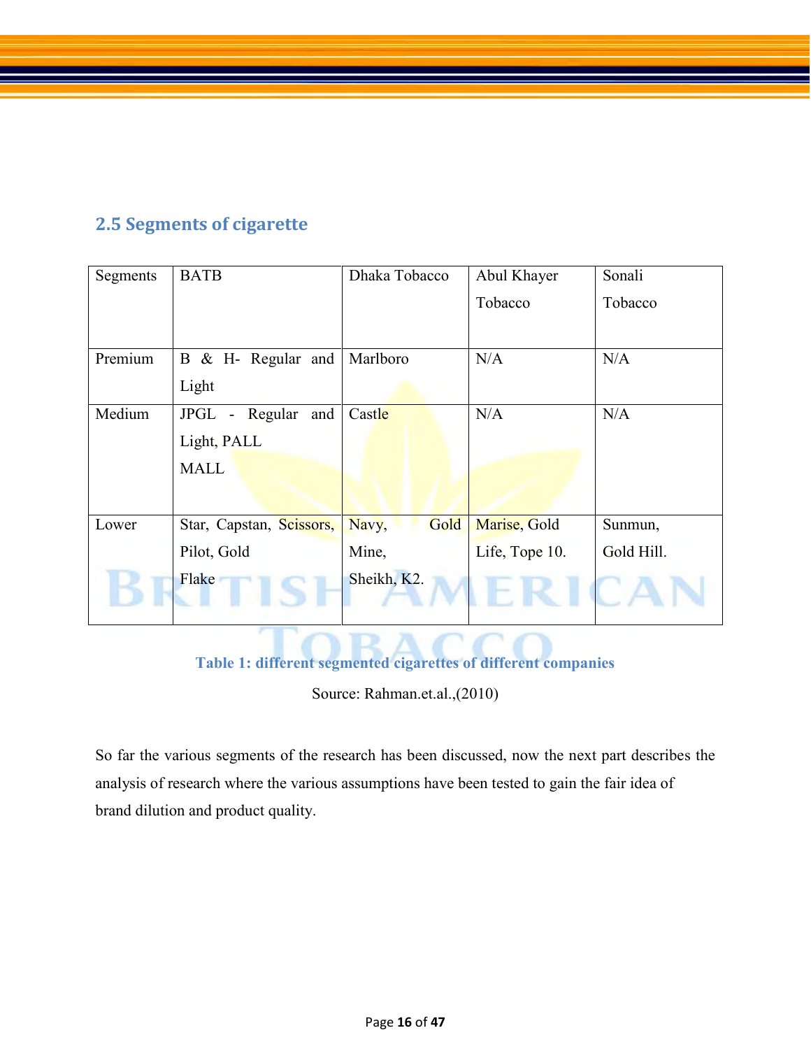## 2.5 Segments of cigarette

| Segments | BATB | Dhaka Tobacco | Abul Khayer Tobacco | Sonali Tobacco |
|---|---|---|---|---|
| Premium | B & H- Regular and Light | Marlboro | N/A | N/A |
| Medium | JPGL - Regular and Light, PALL MALL | Castle | N/A | N/A |
| Lower | Star, Capstan, Scissors, Pilot, Gold Flake | Navy, Gold Mine, Sheikh, K2. | Marise, Gold Life, Tope 10. | Sunmun, Gold Hill. |

**Table 1: different segmented cigarettes of different companies**

Source: Rahman.et.al.,(2010)

So far the various segments of the research has been discussed, now the next part describes the analysis of research where the various assumptions have been tested to gain the fair idea of brand dilution and product quality.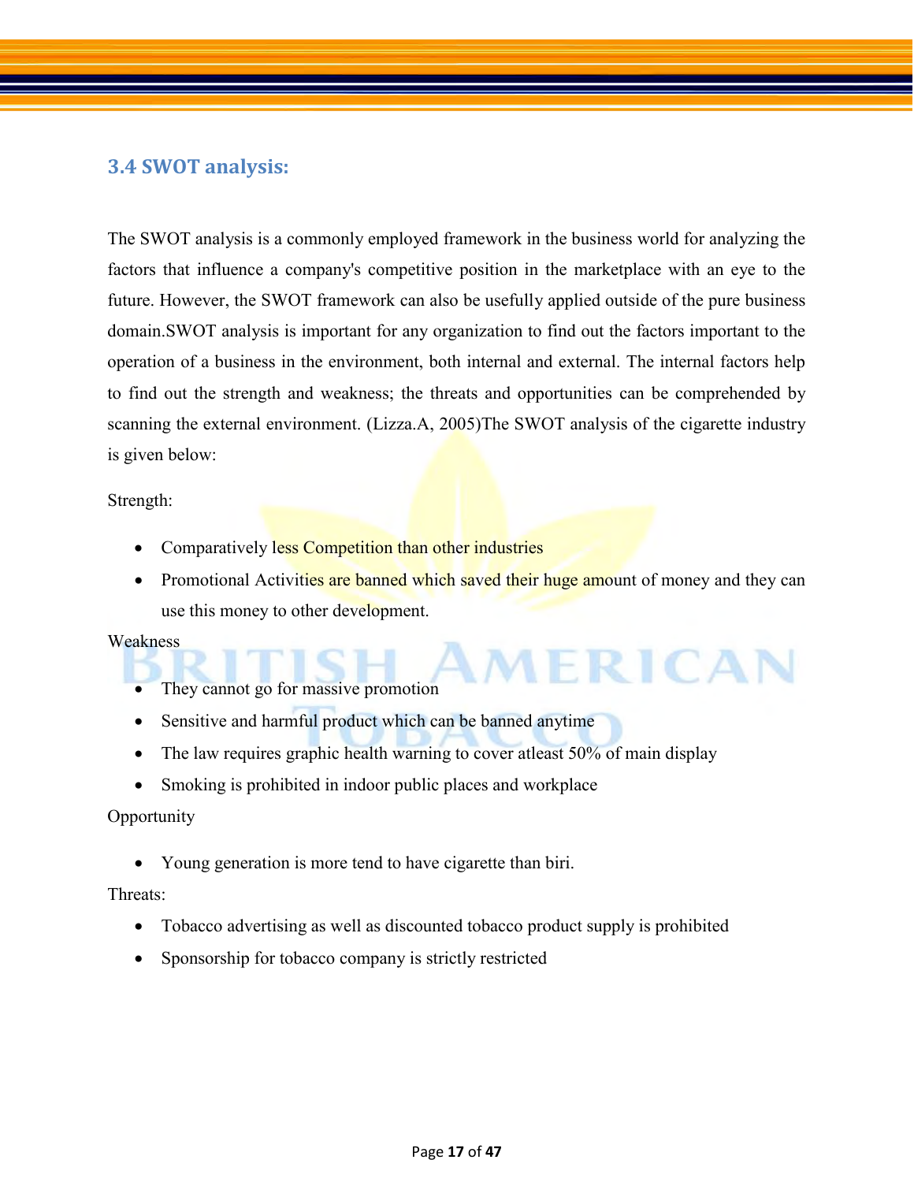### 3.4 SWOT analysis:

The SWOT analysis is a commonly employed framework in the business world for analyzing the factors that influence a company's competitive position in the marketplace with an eye to the future. However, the SWOT framework can also be usefully applied outside of the pure business domain.SWOT analysis is important for any organization to find out the factors important to the operation of a business in the environment, both internal and external. The internal factors help to find out the strength and weakness; the threats and opportunities can be comprehended by scanning the external environment. (Lizza.A, 2005)The SWOT analysis of the cigarette industry is given below:

Strength:

- Comparatively less Competition than other industries
- Promotional Activities are banned which saved their huge amount of money and they can use this money to other development.

Weakness

- They cannot go for massive promotion
- Sensitive and harmful product which can be banned anytime
- The law requires graphic health warning to cover atleast 50% of main display
- Smoking is prohibited in indoor public places and workplace

Opportunity

- Young generation is more tend to have cigarette than biri.

Threats:

- Tobacco advertising as well as discounted tobacco product supply is prohibited
- Sponsorship for tobacco company is strictly restricted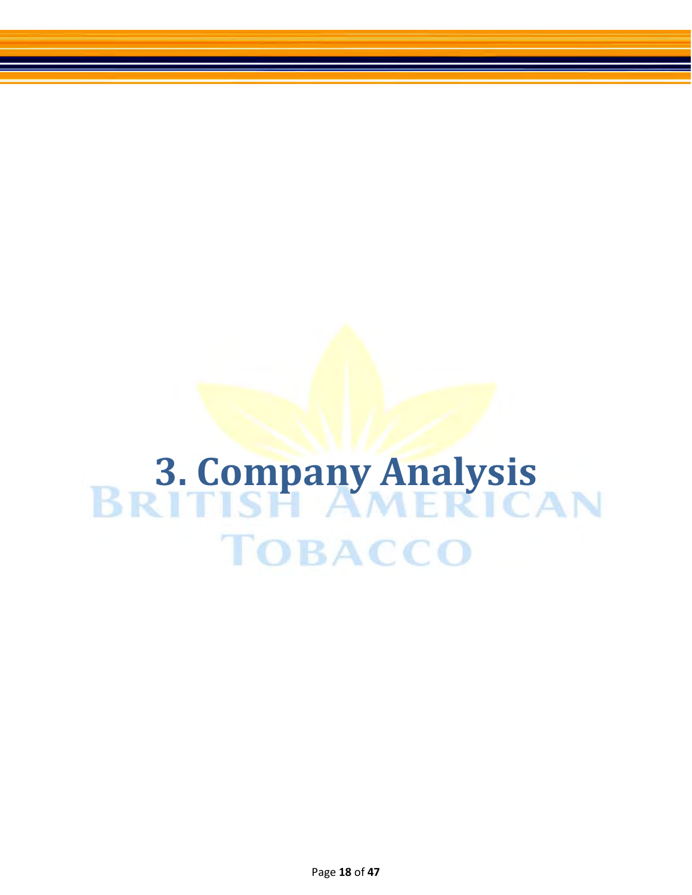# 3. Company Analysis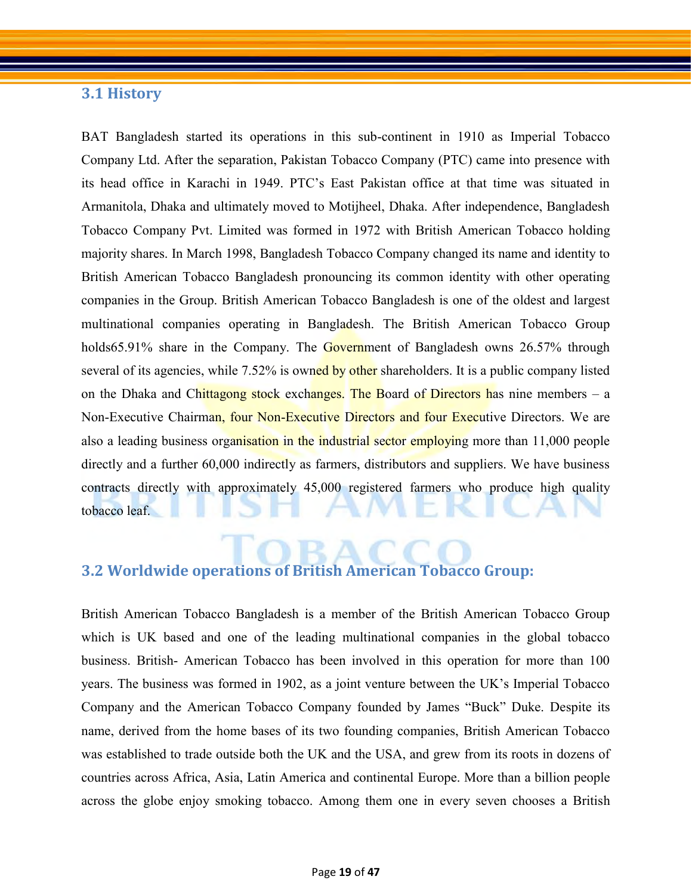### 3.1 History

BAT Bangladesh started its operations in this sub-continent in 1910 as Imperial Tobacco Company Ltd. After the separation, Pakistan Tobacco Company (PTC) came into presence with its head office in Karachi in 1949. PTC's East Pakistan office at that time was situated in Armanitola, Dhaka and ultimately moved to Motijheel, Dhaka. After independence, Bangladesh Tobacco Company Pvt. Limited was formed in 1972 with British American Tobacco holding majority shares. In March 1998, Bangladesh Tobacco Company changed its name and identity to British American Tobacco Bangladesh pronouncing its common identity with other operating companies in the Group. British American Tobacco Bangladesh is one of the oldest and largest multinational companies operating in Bangladesh. The British American Tobacco Group holds65.91% share in the Company. The Government of Bangladesh owns 26.57% through several of its agencies, while 7.52% is owned by other shareholders. It is a public company listed on the Dhaka and Chittagong stock exchanges. The Board of Directors has nine members – a Non-Executive Chairman, four Non-Executive Directors and four Executive Directors. We are also a leading business organisation in the industrial sector employing more than 11,000 people directly and a further 60,000 indirectly as farmers, distributors and suppliers. We have business contracts directly with approximately 45,000 registered farmers who produce high quality tobacco leaf.

### 3.2 Worldwide operations of British American Tobacco Group:

British American Tobacco Bangladesh is a member of the British American Tobacco Group which is UK based and one of the leading multinational companies in the global tobacco business. British- American Tobacco has been involved in this operation for more than 100 years. The business was formed in 1902, as a joint venture between the UK's Imperial Tobacco Company and the American Tobacco Company founded by James "Buck" Duke. Despite its name, derived from the home bases of its two founding companies, British American Tobacco was established to trade outside both the UK and the USA, and grew from its roots in dozens of countries across Africa, Asia, Latin America and continental Europe. More than a billion people across the globe enjoy smoking tobacco. Among them one in every seven chooses a British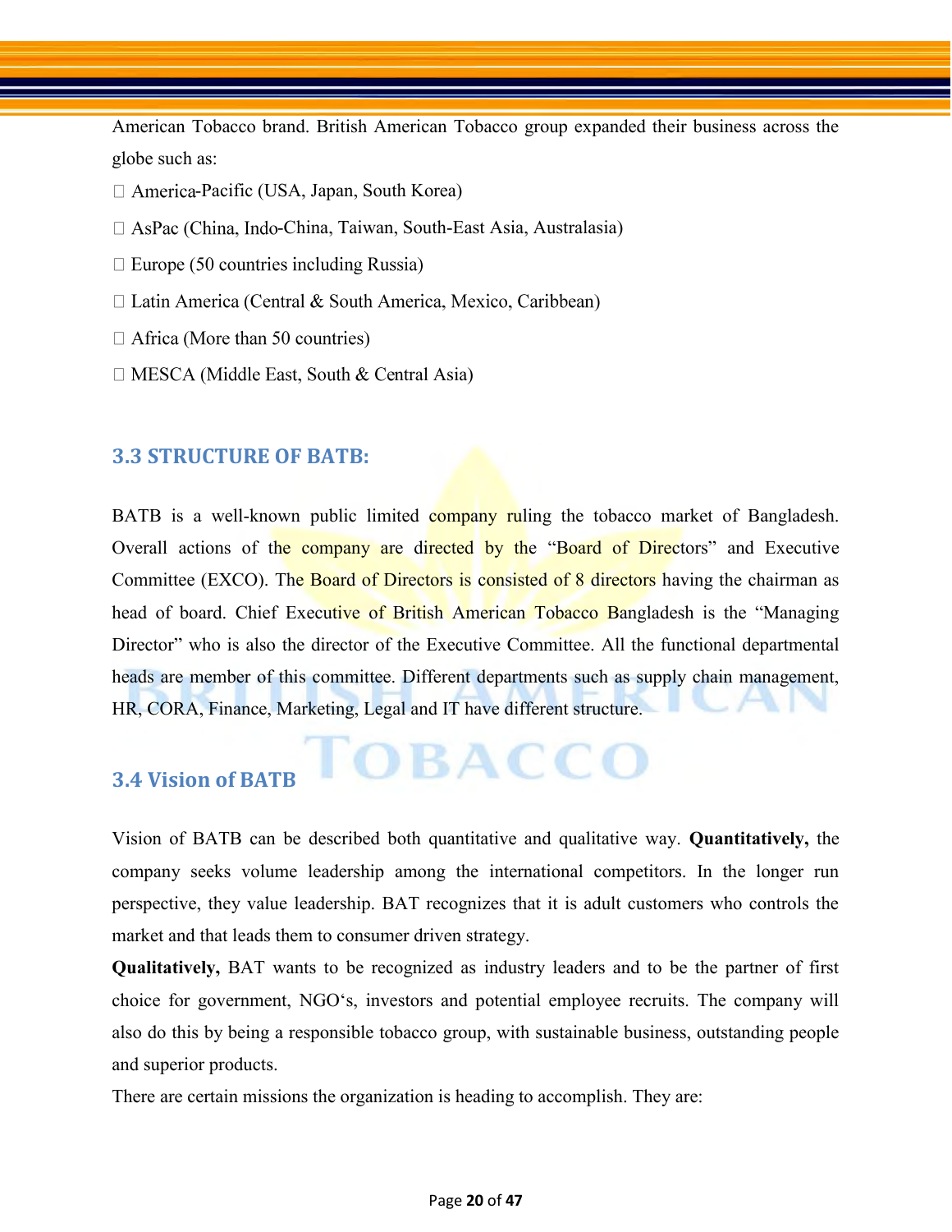American Tobacco brand. British American Tobacco group expanded their business across the globe such as:

- America-Pacific (USA, Japan, South Korea)
- AsPac (China, Indo-China, Taiwan, South-East Asia, Australasia)
- Europe (50 countries including Russia)
- Latin America (Central & South America, Mexico, Caribbean)
- Africa (More than 50 countries)
- MESCA (Middle East, South & Central Asia)

## 3.3 STRUCTURE OF BATB:

BATB is a well-known public limited company ruling the tobacco market of Bangladesh. Overall actions of the company are directed by the "Board of Directors" and Executive Committee (EXCO). The Board of Directors is consisted of 8 directors having the chairman as head of board. Chief Executive of British American Tobacco Bangladesh is the "Managing Director" who is also the director of the Executive Committee. All the functional departmental heads are member of this committee. Different departments such as supply chain management, HR, CORA, Finance, Marketing, Legal and IT have different structure.

## 3.4 Vision of BATB

Vision of BATB can be described both quantitative and qualitative way. **Quantitatively,** the company seeks volume leadership among the international competitors. In the longer run perspective, they value leadership. BAT recognizes that it is adult customers who controls the market and that leads them to consumer driven strategy.

**Qualitatively,** BAT wants to be recognized as industry leaders and to be the partner of first choice for government, NGO's, investors and potential employee recruits. The company will also do this by being a responsible tobacco group, with sustainable business, outstanding people and superior products.

There are certain missions the organization is heading to accomplish. They are: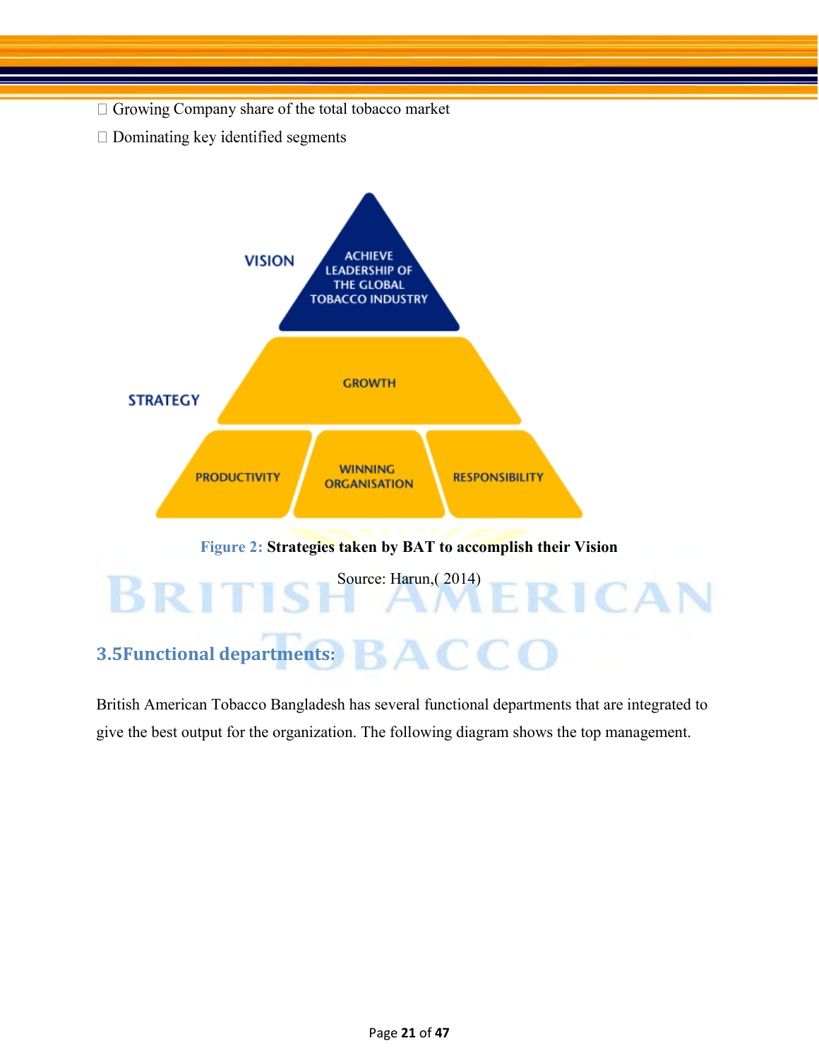- Growing Company share of the total tobacco market
- Dominating key identified segments

VISION

ACHIEVE LEADERSHIP OF THE GLOBAL TOBACCO INDUSTRY

STRATEGY

GROWTH

PRODUCTIVITY | WINNING ORGANISATION | RESPONSIBILITY

**Figure 2: Strategies taken by BAT to accomplish their Vision**

Source: Harun,( 2014)

## 3.5Functional departments:

British American Tobacco Bangladesh has several functional departments that are integrated to give the best output for the organization. The following diagram shows the top management.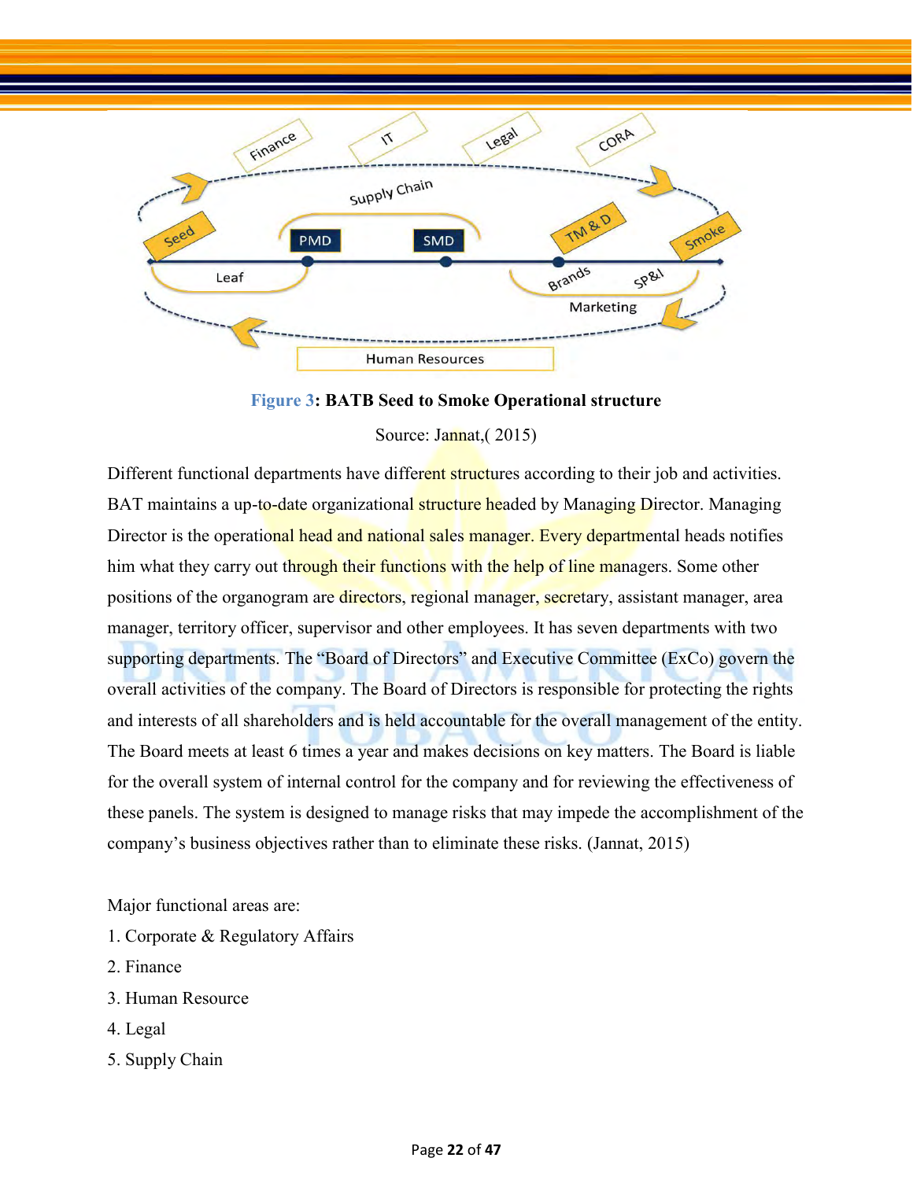**Figure 3: BATB Seed to Smoke Operational structure**

Source: Jannat,( 2015)

Different functional departments have different structures according to their job and activities. BAT maintains a up-to-date organizational structure headed by Managing Director. Managing Director is the operational head and national sales manager. Every departmental heads notifies him what they carry out through their functions with the help of line managers. Some other positions of the organogram are directors, regional manager, secretary, assistant manager, area manager, territory officer, supervisor and other employees. It has seven departments with two supporting departments. The “Board of Directors” and Executive Committee (ExCo) govern the overall activities of the company. The Board of Directors is responsible for protecting the rights and interests of all shareholders and is held accountable for the overall management of the entity. The Board meets at least 6 times a year and makes decisions on key matters. The Board is liable for the overall system of internal control for the company and for reviewing the effectiveness of these panels. The system is designed to manage risks that may impede the accomplishment of the company’s business objectives rather than to eliminate these risks. (Jannat, 2015)

Major functional areas are:

1. Corporate & Regulatory Affairs
2. Finance
3. Human Resource
4. Legal
5. Supply Chain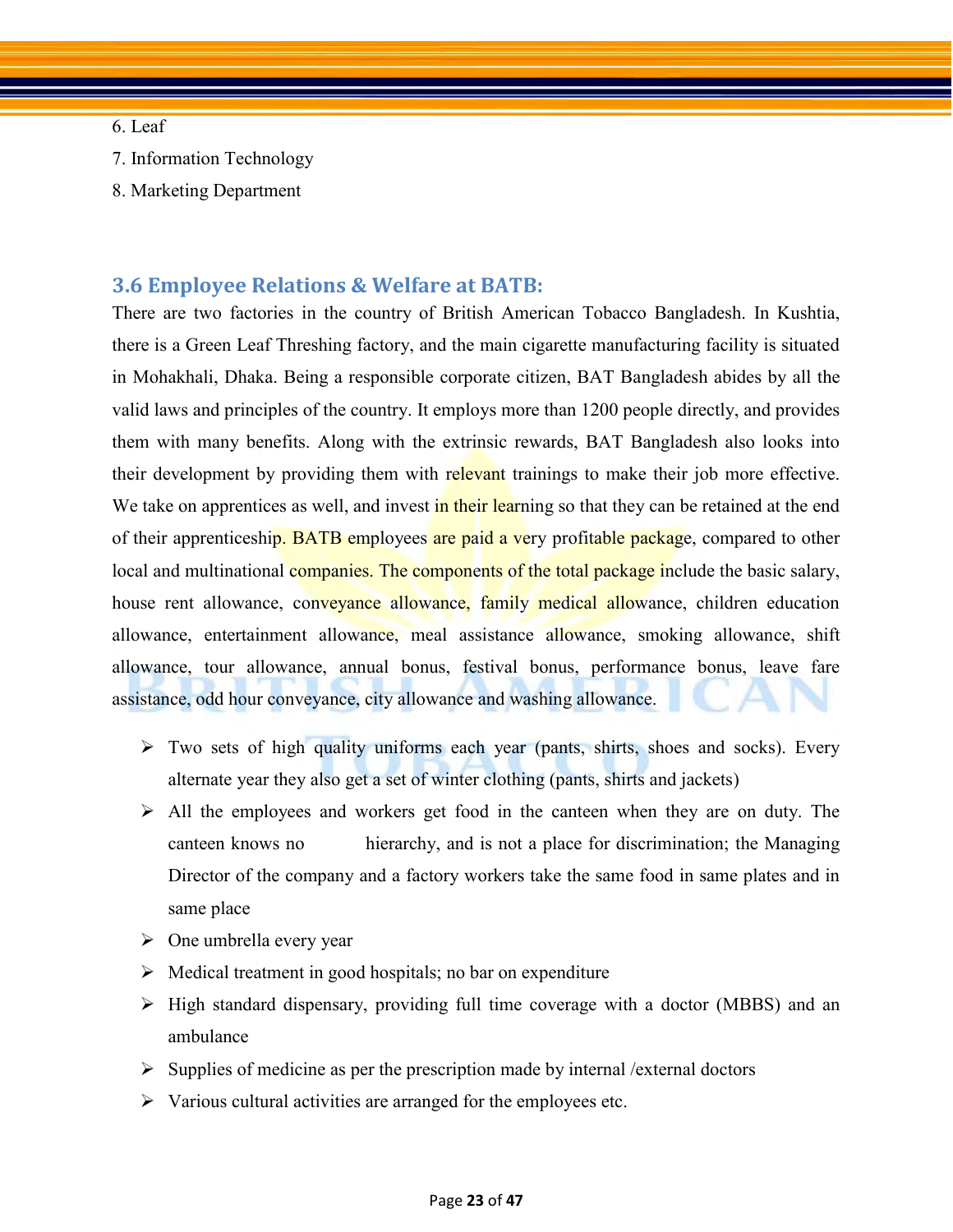6. Leaf

7. Information Technology

8. Marketing Department

### 3.6 Employee Relations & Welfare at BATB:

There are two factories in the country of British American Tobacco Bangladesh. In Kushtia, there is a Green Leaf Threshing factory, and the main cigarette manufacturing facility is situated in Mohakhali, Dhaka. Being a responsible corporate citizen, BAT Bangladesh abides by all the valid laws and principles of the country. It employs more than 1200 people directly, and provides them with many benefits. Along with the extrinsic rewards, BAT Bangladesh also looks into their development by providing them with relevant trainings to make their job more effective. We take on apprentices as well, and invest in their learning so that they can be retained at the end of their apprenticeship. BATB employees are paid a very profitable package, compared to other local and multinational companies. The components of the total package include the basic salary, house rent allowance, conveyance allowance, family medical allowance, children education allowance, entertainment allowance, meal assistance allowance, smoking allowance, shift allowance, tour allowance, annual bonus, festival bonus, performance bonus, leave fare assistance, odd hour conveyance, city allowance and washing allowance.

- Two sets of high quality uniforms each year (pants, shirts, shoes and socks). Every alternate year they also get a set of winter clothing (pants, shirts and jackets)
- All the employees and workers get food in the canteen when they are on duty. The canteen knows no hierarchy, and is not a place for discrimination; the Managing Director of the company and a factory workers take the same food in same plates and in same place
- One umbrella every year
- Medical treatment in good hospitals; no bar on expenditure
- High standard dispensary, providing full time coverage with a doctor (MBBS) and an ambulance
- Supplies of medicine as per the prescription made by internal /external doctors
- Various cultural activities are arranged for the employees etc.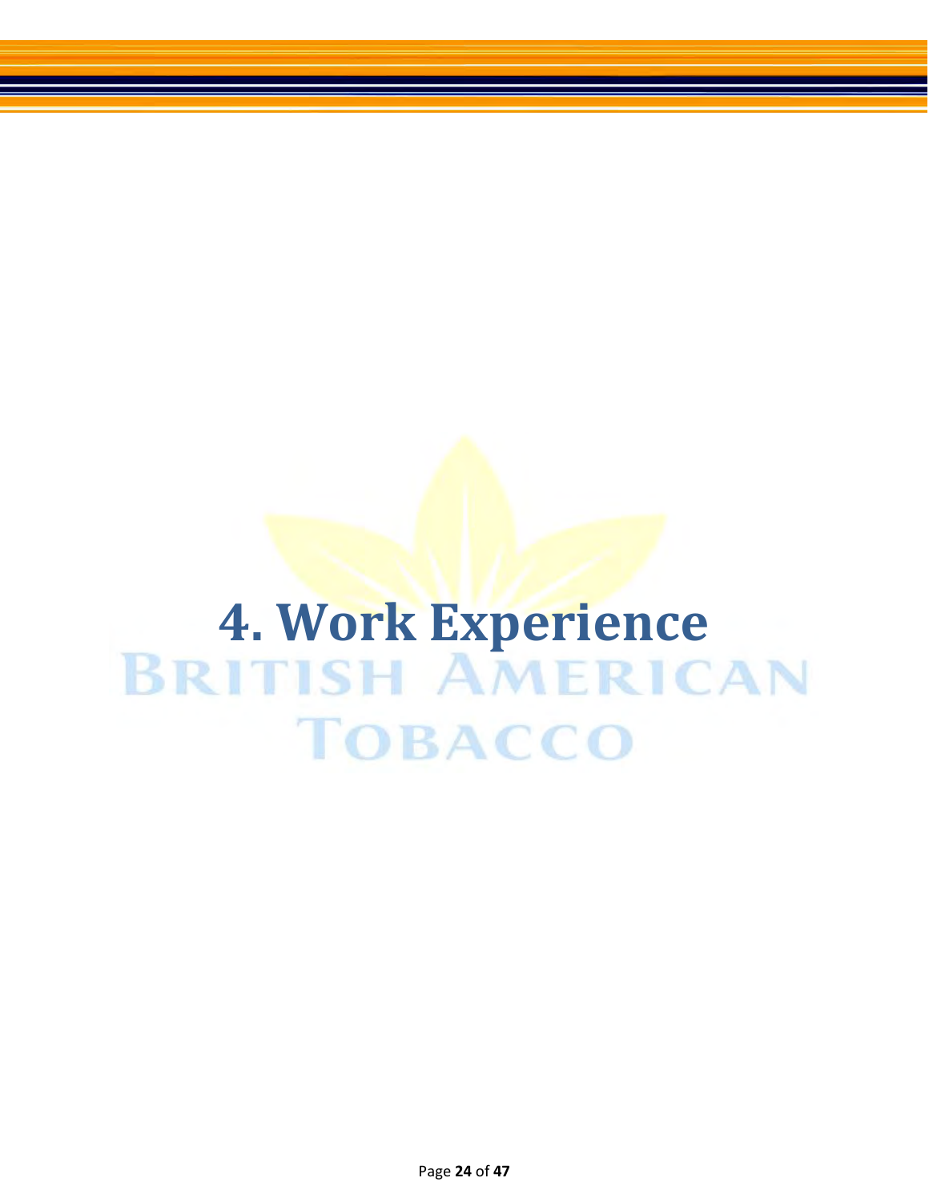# 4. Work Experience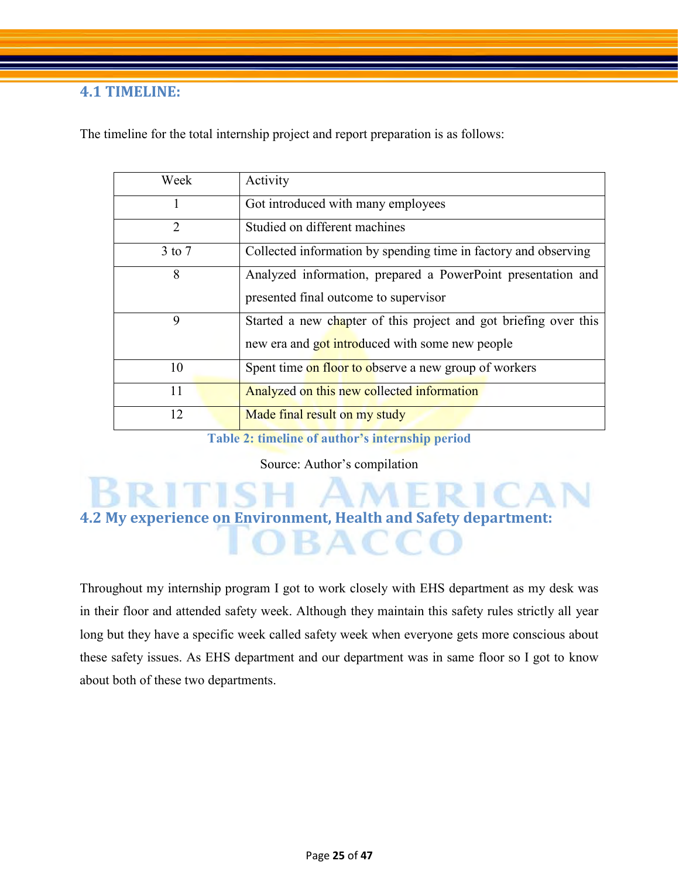## 4.1 TIMELINE:

The timeline for the total internship project and report preparation is as follows:

| Week | Activity |
|---|---|
| 1 | Got introduced with many employees |
| 2 | Studied on different machines |
| 3 to 7 | Collected information by spending time in factory and observing |
| 8 | Analyzed information, prepared a PowerPoint presentation and presented final outcome to supervisor |
| 9 | Started a new chapter of this project and got briefing over this new era and got introduced with some new people |
| 10 | Spent time on floor to observe a new group of workers |
| 11 | Analyzed on this new collected information |
| 12 | Made final result on my study |

**Table 2: timeline of author's internship period**

Source: Author's compilation

## 4.2 My experience on Environment, Health and Safety department:

Throughout my internship program I got to work closely with EHS department as my desk was in their floor and attended safety week. Although they maintain this safety rules strictly all year long but they have a specific week called safety week when everyone gets more conscious about these safety issues. As EHS department and our department was in same floor so I got to know about both of these two departments.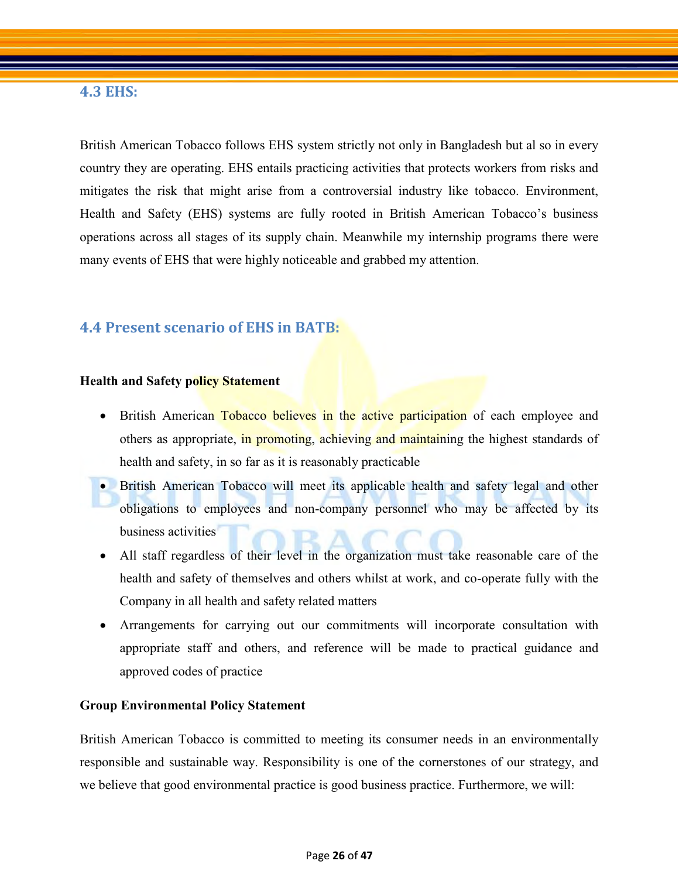### 4.3 EHS:

British American Tobacco follows EHS system strictly not only in Bangladesh but al so in every country they are operating. EHS entails practicing activities that protects workers from risks and mitigates the risk that might arise from a controversial industry like tobacco. Environment, Health and Safety (EHS) systems are fully rooted in British American Tobacco's business operations across all stages of its supply chain. Meanwhile my internship programs there were many events of EHS that were highly noticeable and grabbed my attention.

### 4.4 Present scenario of EHS in BATB:

**Health and Safety policy Statement**

- British American Tobacco believes in the active participation of each employee and others as appropriate, in promoting, achieving and maintaining the highest standards of health and safety, in so far as it is reasonably practicable
- British American Tobacco will meet its applicable health and safety legal and other obligations to employees and non-company personnel who may be affected by its business activities
- All staff regardless of their level in the organization must take reasonable care of the health and safety of themselves and others whilst at work, and co-operate fully with the Company in all health and safety related matters
- Arrangements for carrying out our commitments will incorporate consultation with appropriate staff and others, and reference will be made to practical guidance and approved codes of practice

**Group Environmental Policy Statement**

British American Tobacco is committed to meeting its consumer needs in an environmentally responsible and sustainable way. Responsibility is one of the cornerstones of our strategy, and we believe that good environmental practice is good business practice. Furthermore, we will: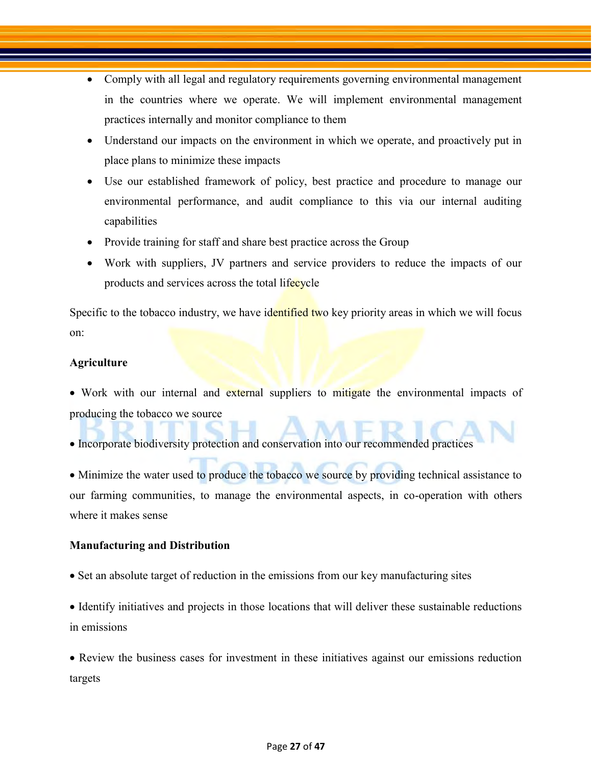- Comply with all legal and regulatory requirements governing environmental management in the countries where we operate. We will implement environmental management practices internally and monitor compliance to them
- Understand our impacts on the environment in which we operate, and proactively put in place plans to minimize these impacts
- Use our established framework of policy, best practice and procedure to manage our environmental performance, and audit compliance to this via our internal auditing capabilities
- Provide training for staff and share best practice across the Group
- Work with suppliers, JV partners and service providers to reduce the impacts of our products and services across the total lifecycle

Specific to the tobacco industry, we have identified two key priority areas in which we will focus on:

**Agriculture**

- Work with our internal and external suppliers to mitigate the environmental impacts of producing the tobacco we source
- Incorporate biodiversity protection and conservation into our recommended practices
- Minimize the water used to produce the tobacco we source by providing technical assistance to our farming communities, to manage the environmental aspects, in co-operation with others where it makes sense

**Manufacturing and Distribution**

- Set an absolute target of reduction in the emissions from our key manufacturing sites
- Identify initiatives and projects in those locations that will deliver these sustainable reductions in emissions
- Review the business cases for investment in these initiatives against our emissions reduction targets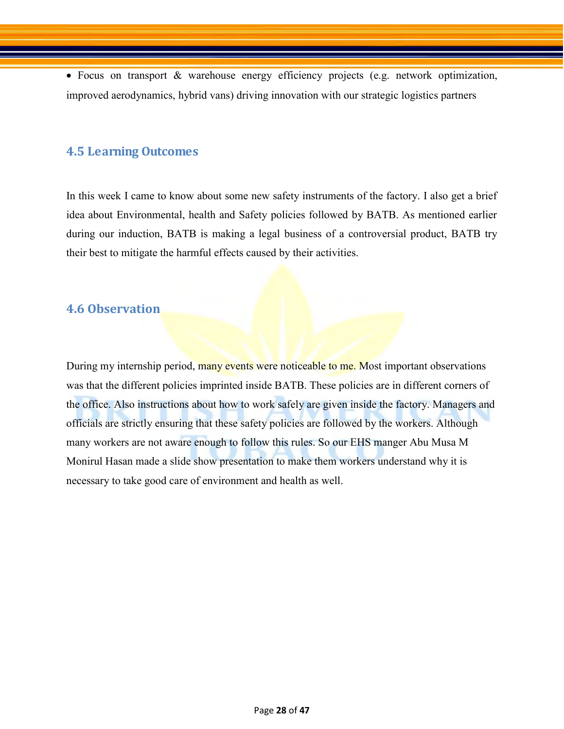- Focus on transport & warehouse energy efficiency projects (e.g. network optimization, improved aerodynamics, hybrid vans) driving innovation with our strategic logistics partners

## 4.5 Learning Outcomes

In this week I came to know about some new safety instruments of the factory. I also get a brief idea about Environmental, health and Safety policies followed by BATB. As mentioned earlier during our induction, BATB is making a legal business of a controversial product, BATB try their best to mitigate the harmful effects caused by their activities.

## 4.6 Observation

During my internship period, many events were noticeable to me. Most important observations was that the different policies imprinted inside BATB. These policies are in different corners of the office. Also instructions about how to work safely are given inside the factory. Managers and officials are strictly ensuring that these safety policies are followed by the workers. Although many workers are not aware enough to follow this rules. So our EHS manger Abu Musa M Monirul Hasan made a slide show presentation to make them workers understand why it is necessary to take good care of environment and health as well.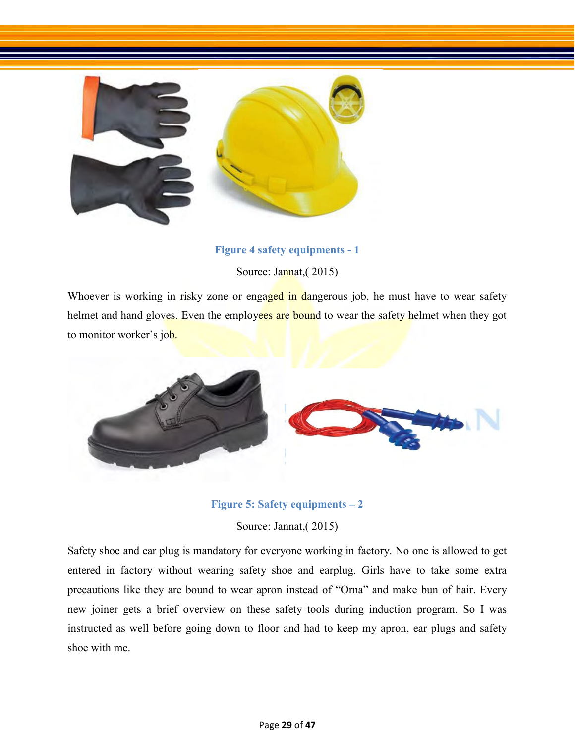**Figure 4 safety equipments - 1**

Source: Jannat,( 2015)

Whoever is working in risky zone or engaged in dangerous job, he must have to wear safety helmet and hand gloves. Even the employees are bound to wear the safety helmet when they got to monitor worker's job.

**Figure 5: Safety equipments – 2**

Source: Jannat,( 2015)

Safety shoe and ear plug is mandatory for everyone working in factory. No one is allowed to get entered in factory without wearing safety shoe and earplug. Girls have to take some extra precautions like they are bound to wear apron instead of "Orna" and make bun of hair. Every new joiner gets a brief overview on these safety tools during induction program. So I was instructed as well before going down to floor and had to keep my apron, ear plugs and safety shoe with me.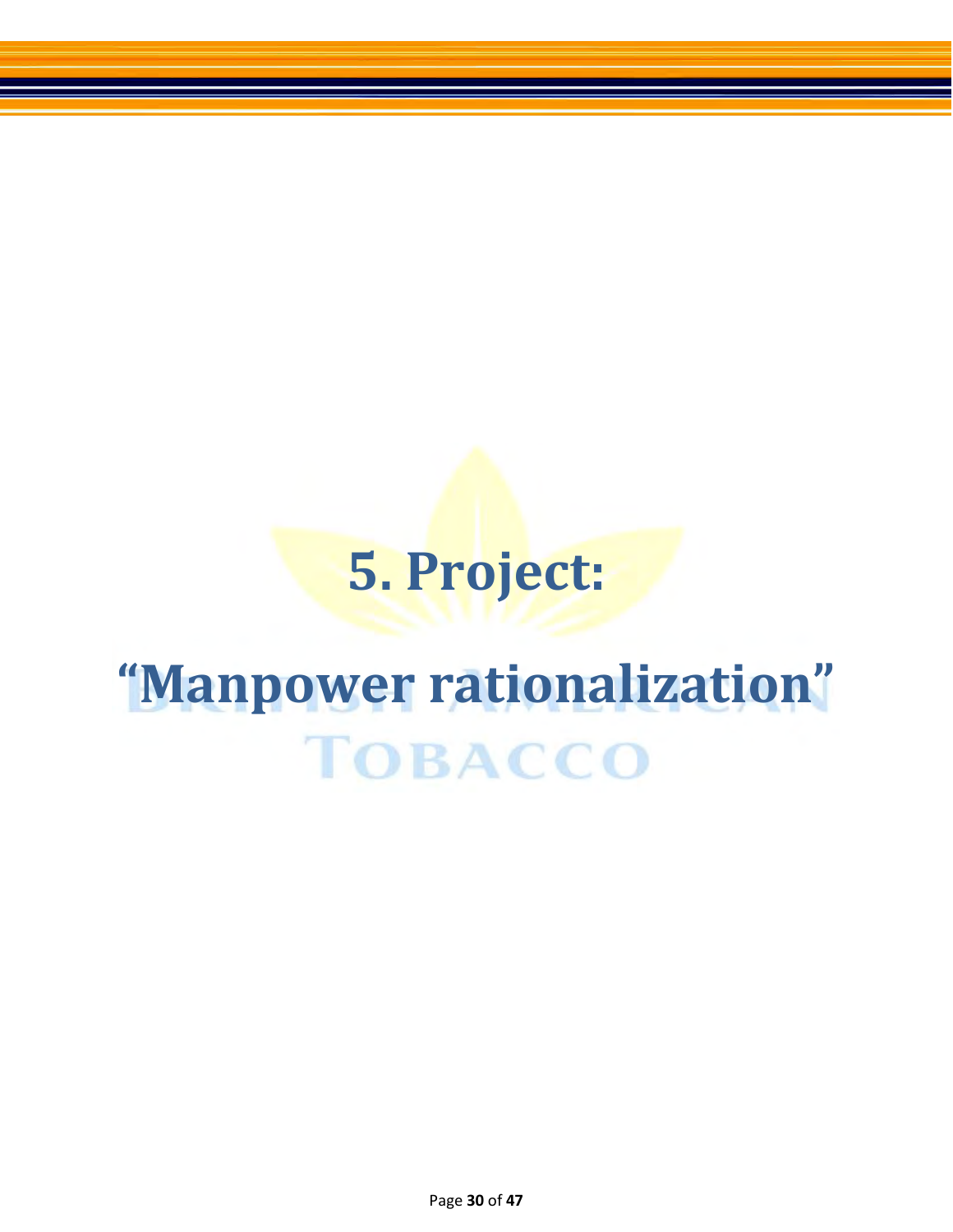# 5. Project:

# "Manpower rationalization"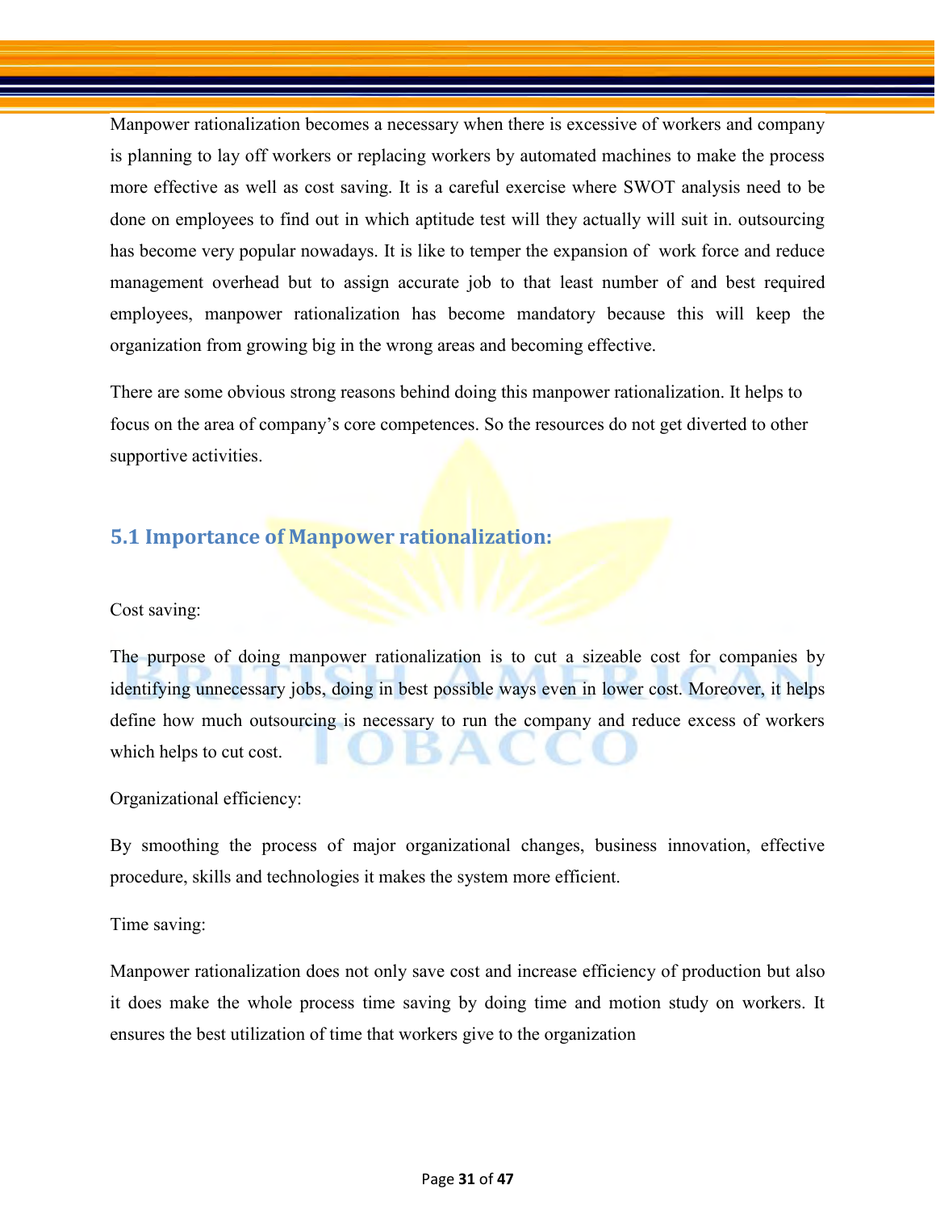Manpower rationalization becomes a necessary when there is excessive of workers and company is planning to lay off workers or replacing workers by automated machines to make the process more effective as well as cost saving. It is a careful exercise where SWOT analysis need to be done on employees to find out in which aptitude test will they actually will suit in. outsourcing has become very popular nowadays. It is like to temper the expansion of work force and reduce management overhead but to assign accurate job to that least number of and best required employees, manpower rationalization has become mandatory because this will keep the organization from growing big in the wrong areas and becoming effective.

There are some obvious strong reasons behind doing this manpower rationalization. It helps to focus on the area of company's core competences. So the resources do not get diverted to other supportive activities.

## 5.1 Importance of Manpower rationalization:

Cost saving:

The purpose of doing manpower rationalization is to cut a sizeable cost for companies by identifying unnecessary jobs, doing in best possible ways even in lower cost. Moreover, it helps define how much outsourcing is necessary to run the company and reduce excess of workers which helps to cut cost.

Organizational efficiency:

By smoothing the process of major organizational changes, business innovation, effective procedure, skills and technologies it makes the system more efficient.

Time saving:

Manpower rationalization does not only save cost and increase efficiency of production but also it does make the whole process time saving by doing time and motion study on workers. It ensures the best utilization of time that workers give to the organization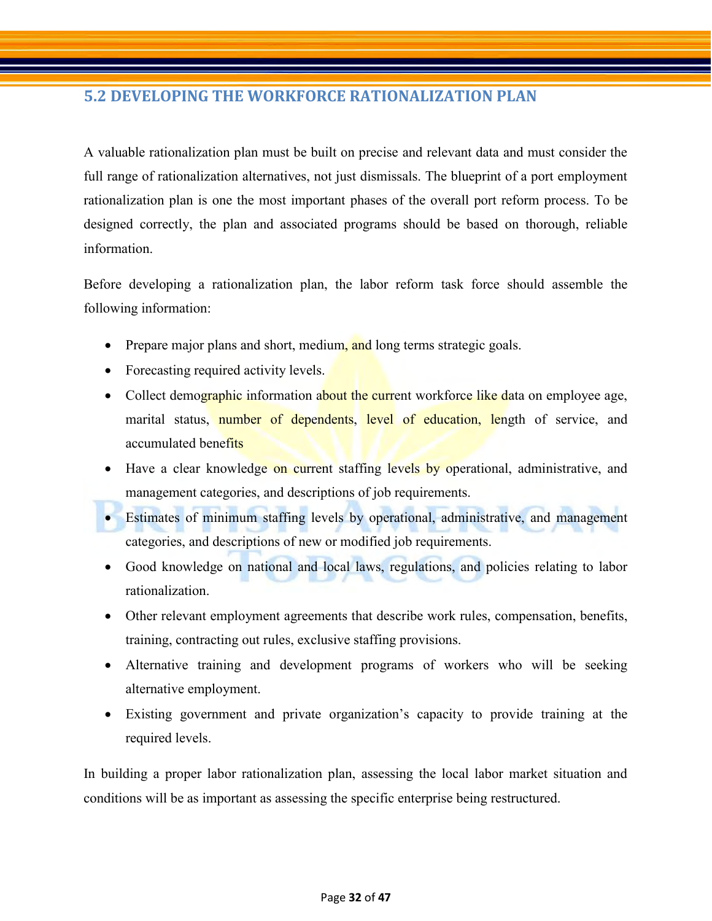## 5.2 DEVELOPING THE WORKFORCE RATIONALIZATION PLAN

A valuable rationalization plan must be built on precise and relevant data and must consider the full range of rationalization alternatives, not just dismissals. The blueprint of a port employment rationalization plan is one the most important phases of the overall port reform process. To be designed correctly, the plan and associated programs should be based on thorough, reliable information.

Before developing a rationalization plan, the labor reform task force should assemble the following information:

- Prepare major plans and short, medium, and long terms strategic goals.
- Forecasting required activity levels.
- Collect demographic information about the current workforce like data on employee age, marital status, number of dependents, level of education, length of service, and accumulated benefits
- Have a clear knowledge on current staffing levels by operational, administrative, and management categories, and descriptions of job requirements.
- Estimates of minimum staffing levels by operational, administrative, and management categories, and descriptions of new or modified job requirements.
- Good knowledge on national and local laws, regulations, and policies relating to labor rationalization.
- Other relevant employment agreements that describe work rules, compensation, benefits, training, contracting out rules, exclusive staffing provisions.
- Alternative training and development programs of workers who will be seeking alternative employment.
- Existing government and private organization's capacity to provide training at the required levels.

In building a proper labor rationalization plan, assessing the local labor market situation and conditions will be as important as assessing the specific enterprise being restructured.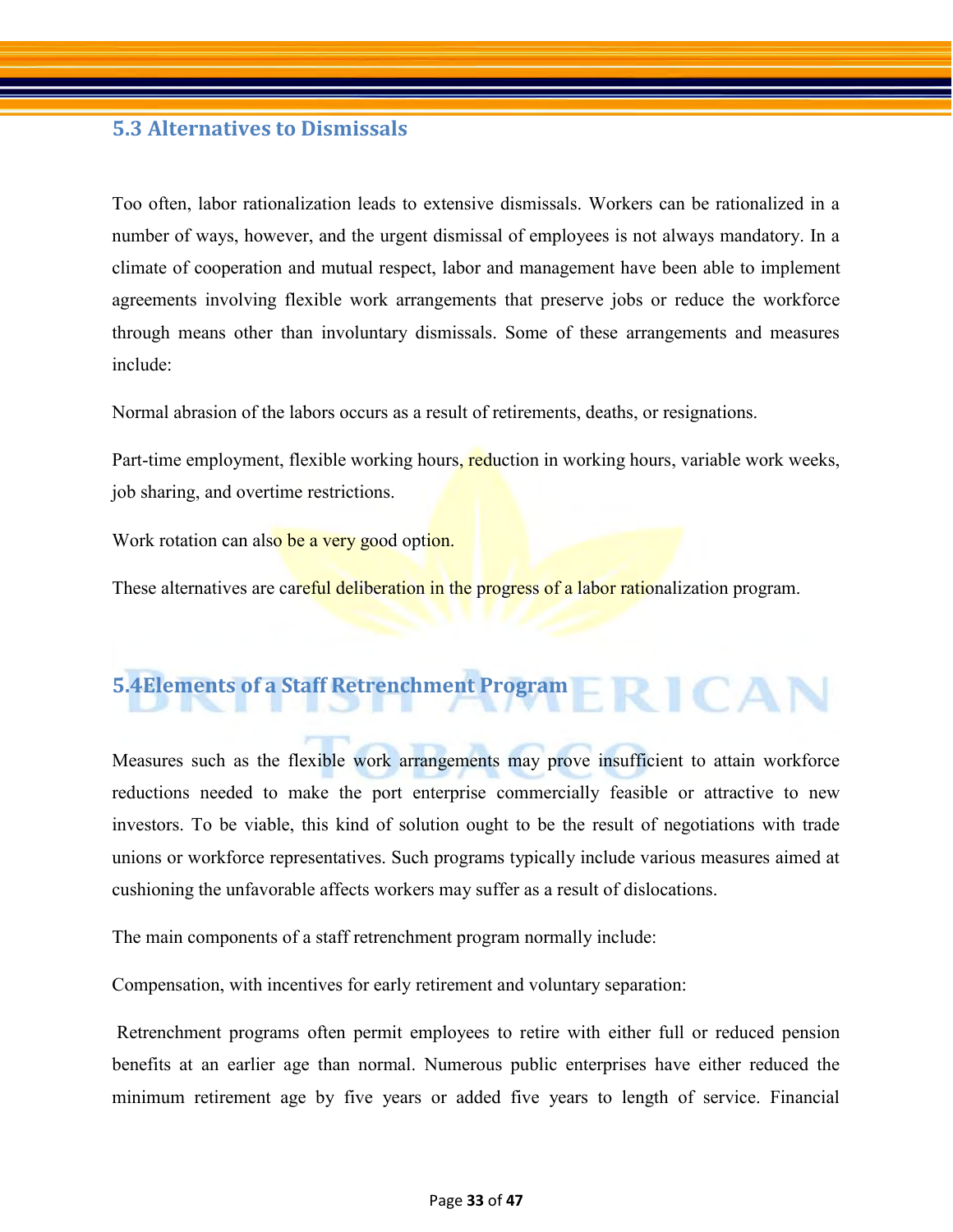## 5.3 Alternatives to Dismissals

Too often, labor rationalization leads to extensive dismissals. Workers can be rationalized in a number of ways, however, and the urgent dismissal of employees is not always mandatory. In a climate of cooperation and mutual respect, labor and management have been able to implement agreements involving flexible work arrangements that preserve jobs or reduce the workforce through means other than involuntary dismissals. Some of these arrangements and measures include:

Normal abrasion of the labors occurs as a result of retirements, deaths, or resignations.

Part-time employment, flexible working hours, reduction in working hours, variable work weeks, job sharing, and overtime restrictions.

Work rotation can also be a very good option.

These alternatives are careful deliberation in the progress of a labor rationalization program.

## 5.4Elements of a Staff Retrenchment Program

Measures such as the flexible work arrangements may prove insufficient to attain workforce reductions needed to make the port enterprise commercially feasible or attractive to new investors. To be viable, this kind of solution ought to be the result of negotiations with trade unions or workforce representatives. Such programs typically include various measures aimed at cushioning the unfavorable affects workers may suffer as a result of dislocations.

The main components of a staff retrenchment program normally include:

Compensation, with incentives for early retirement and voluntary separation:

Retrenchment programs often permit employees to retire with either full or reduced pension benefits at an earlier age than normal. Numerous public enterprises have either reduced the minimum retirement age by five years or added five years to length of service. Financial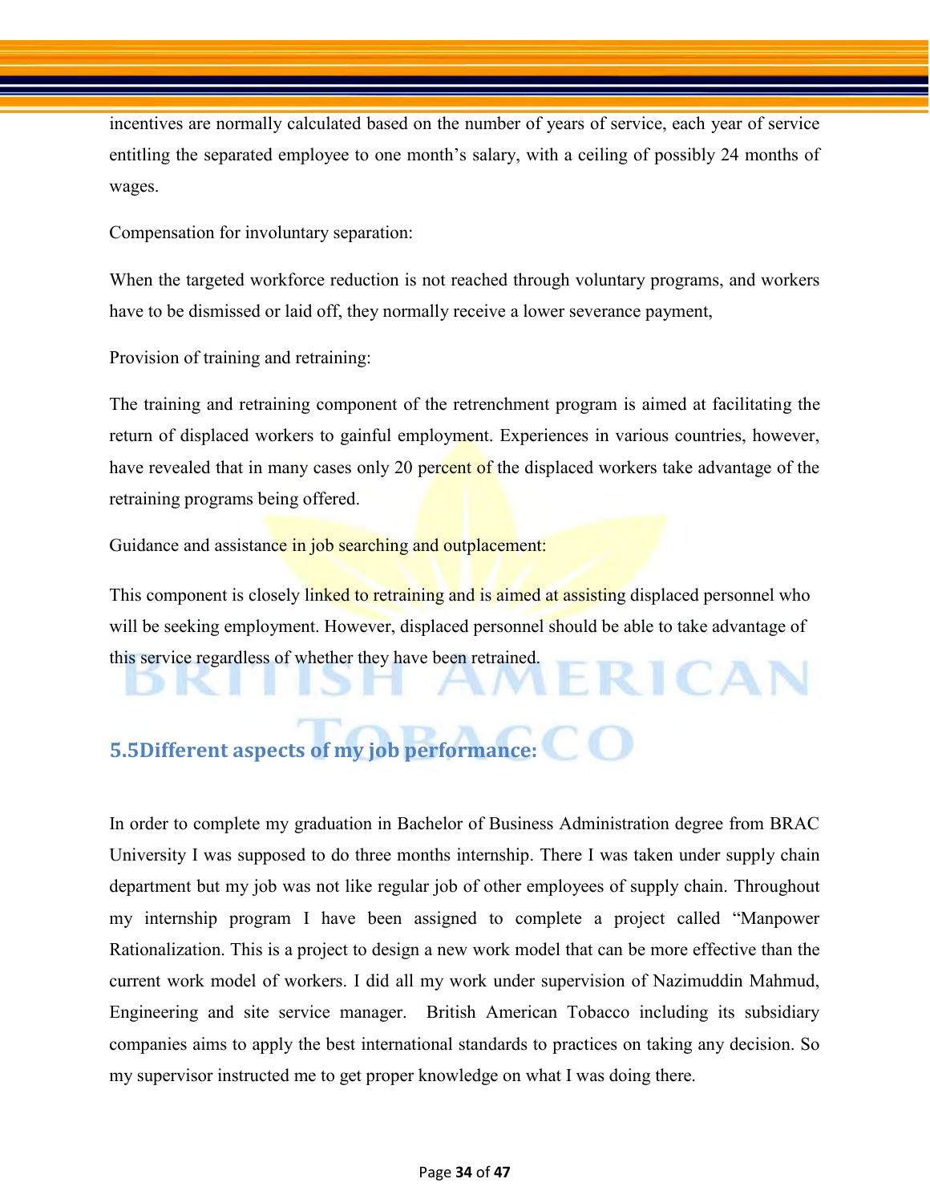incentives are normally calculated based on the number of years of service, each year of service entitling the separated employee to one month's salary, with a ceiling of possibly 24 months of wages.

Compensation for involuntary separation:

When the targeted workforce reduction is not reached through voluntary programs, and workers have to be dismissed or laid off, they normally receive a lower severance payment,

Provision of training and retraining:

The training and retraining component of the retrenchment program is aimed at facilitating the return of displaced workers to gainful employment. Experiences in various countries, however, have revealed that in many cases only 20 percent of the displaced workers take advantage of the retraining programs being offered.

Guidance and assistance in job searching and outplacement:

This component is closely linked to retraining and is aimed at assisting displaced personnel who will be seeking employment. However, displaced personnel should be able to take advantage of this service regardless of whether they have been retrained.

## 5.5Different aspects of my job performance:

In order to complete my graduation in Bachelor of Business Administration degree from BRAC University I was supposed to do three months internship. There I was taken under supply chain department but my job was not like regular job of other employees of supply chain. Throughout my internship program I have been assigned to complete a project called "Manpower Rationalization. This is a project to design a new work model that can be more effective than the current work model of workers. I did all my work under supervision of Nazimuddin Mahmud, Engineering and site service manager. British American Tobacco including its subsidiary companies aims to apply the best international standards to practices on taking any decision. So my supervisor instructed me to get proper knowledge on what I was doing there.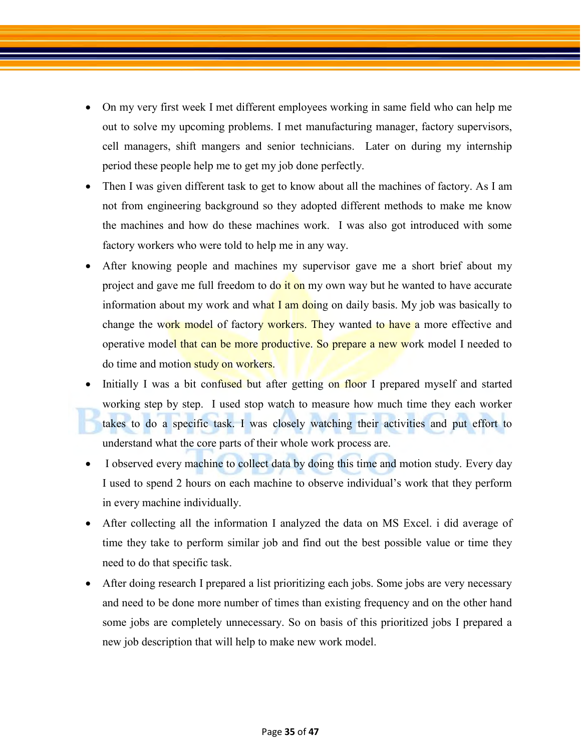- On my very first week I met different employees working in same field who can help me out to solve my upcoming problems. I met manufacturing manager, factory supervisors, cell managers, shift mangers and senior technicians.  Later on during my internship period these people help me to get my job done perfectly.
- Then I was given different task to get to know about all the machines of factory. As I am not from engineering background so they adopted different methods to make me know the machines and how do these machines work.  I was also got introduced with some factory workers who were told to help me in any way.
- After knowing people and machines my supervisor gave me a short brief about my project and gave me full freedom to do it on my own way but he wanted to have accurate information about my work and what I am doing on daily basis. My job was basically to change the work model of factory workers. They wanted to have a more effective and operative model that can be more productive. So prepare a new work model I needed to do time and motion study on workers.
- Initially I was a bit confused but after getting on floor I prepared myself and started working step by step.  I used stop watch to measure how much time they each worker takes to do a specific task. I was closely watching their activities and put effort to understand what the core parts of their whole work process are.
- I observed every machine to collect data by doing this time and motion study. Every day I used to spend 2 hours on each machine to observe individual's work that they perform in every machine individually.
- After collecting all the information I analyzed the data on MS Excel. i did average of time they take to perform similar job and find out the best possible value or time they need to do that specific task.
- After doing research I prepared a list prioritizing each jobs. Some jobs are very necessary and need to be done more number of times than existing frequency and on the other hand some jobs are completely unnecessary. So on basis of this prioritized jobs I prepared a new job description that will help to make new work model.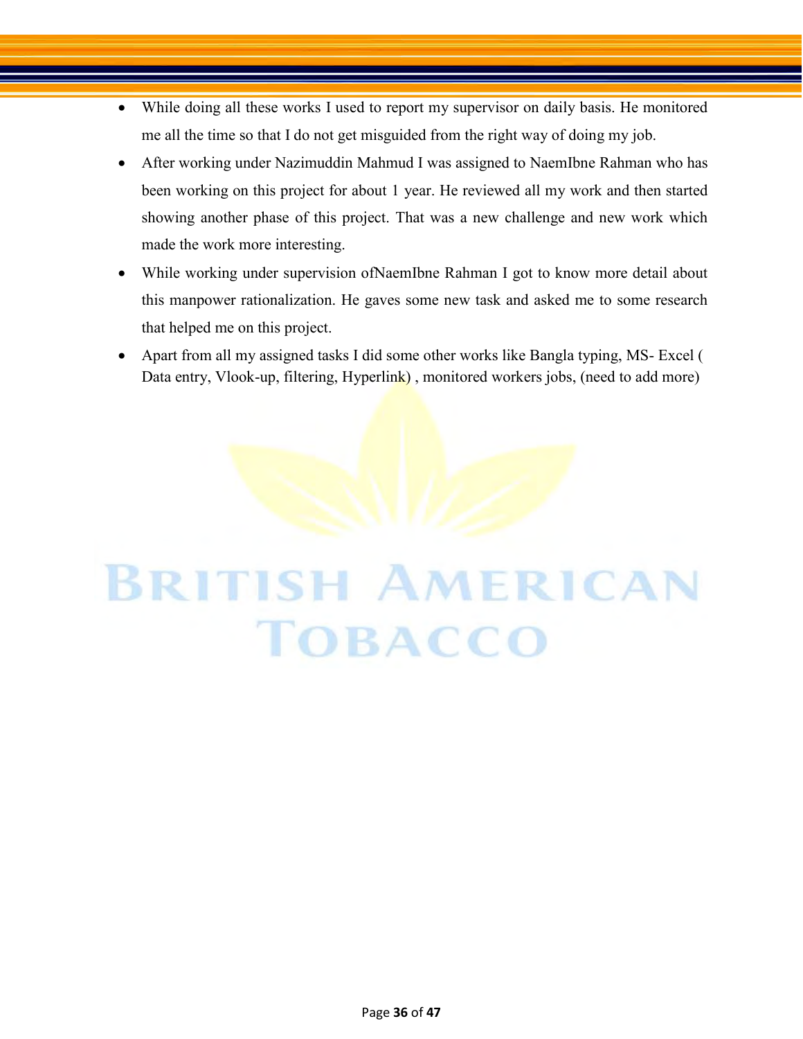- While doing all these works I used to report my supervisor on daily basis. He monitored me all the time so that I do not get misguided from the right way of doing my job.
- After working under Nazimuddin Mahmud I was assigned to NaemIbne Rahman who has been working on this project for about 1 year. He reviewed all my work and then started showing another phase of this project. That was a new challenge and new work which made the work more interesting.
- While working under supervision ofNaemIbne Rahman I got to know more detail about this manpower rationalization. He gaves some new task and asked me to some research that helped me on this project.
- Apart from all my assigned tasks I did some other works like Bangla typing, MS- Excel ( Data entry, Vlook-up, filtering, Hyperlink) , monitored workers jobs, (need to add more)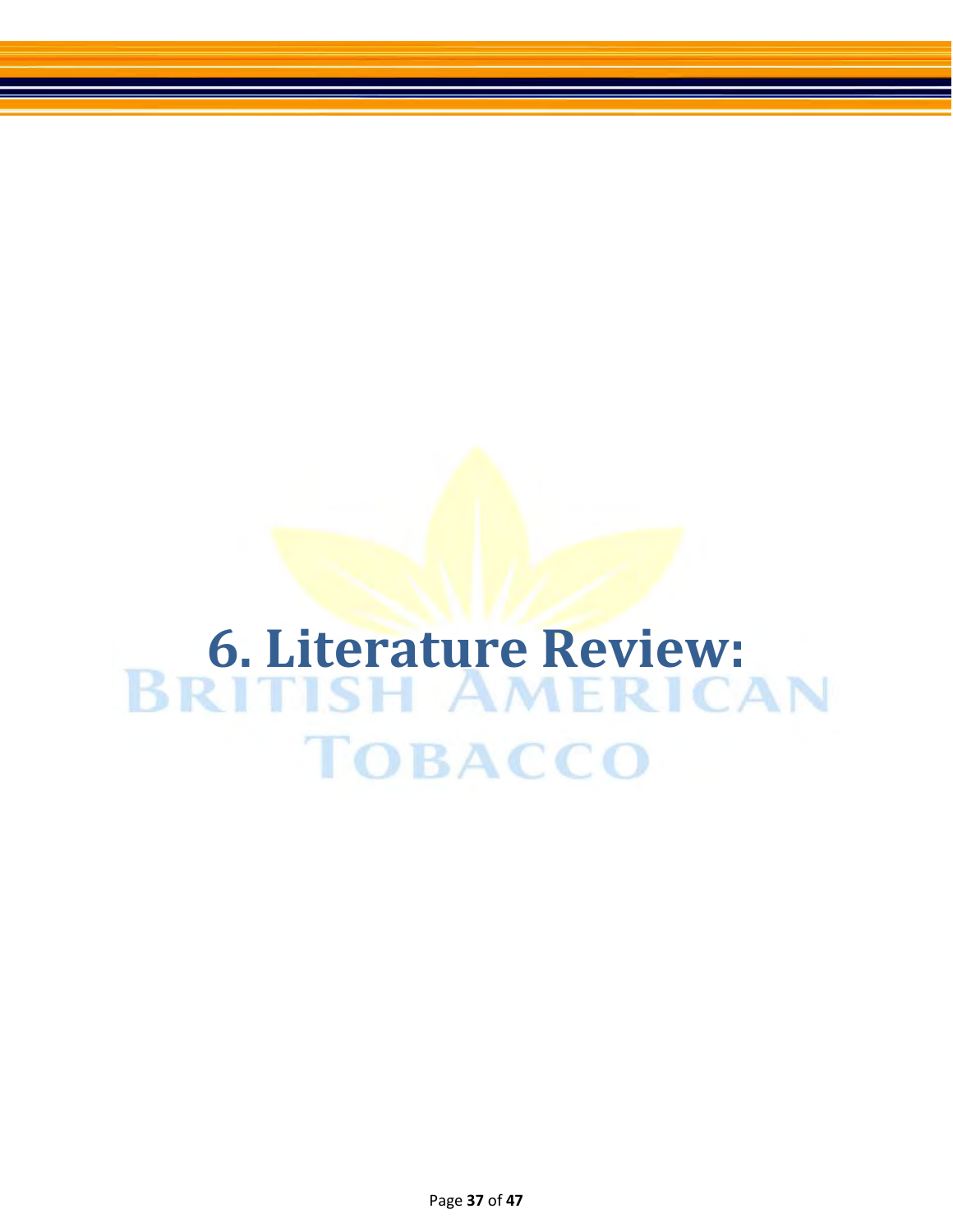# 6. Literature Review: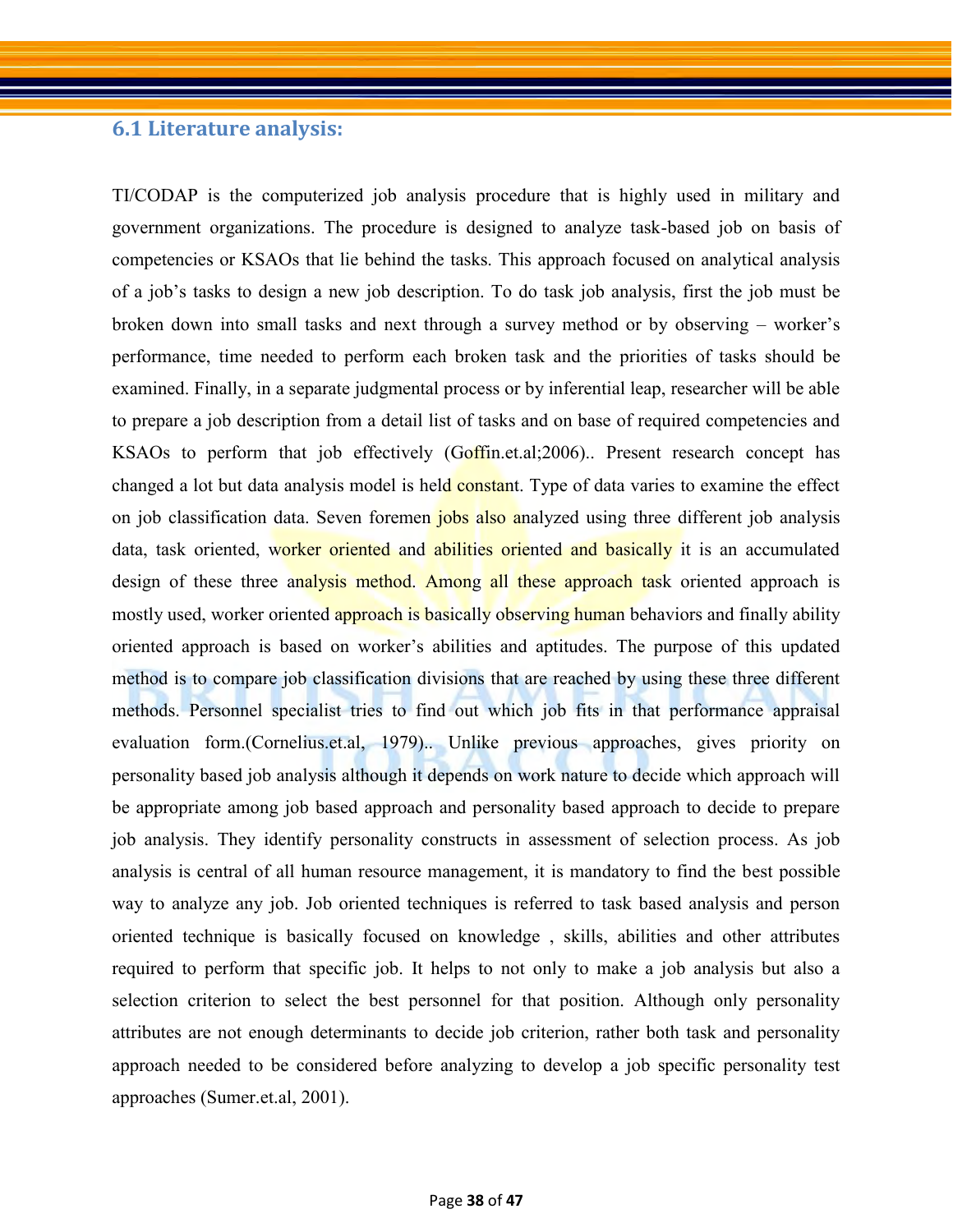## 6.1 Literature analysis:

TI/CODAP is the computerized job analysis procedure that is highly used in military and government organizations. The procedure is designed to analyze task-based job on basis of competencies or KSAOs that lie behind the tasks. This approach focused on analytical analysis of a job's tasks to design a new job description. To do task job analysis, first the job must be broken down into small tasks and next through a survey method or by observing – worker's performance, time needed to perform each broken task and the priorities of tasks should be examined. Finally, in a separate judgmental process or by inferential leap, researcher will be able to prepare a job description from a detail list of tasks and on base of required competencies and KSAOs to perform that job effectively (Goffin.et.al;2006).. Present research concept has changed a lot but data analysis model is held constant. Type of data varies to examine the effect on job classification data. Seven foremen jobs also analyzed using three different job analysis data, task oriented, worker oriented and abilities oriented and basically it is an accumulated design of these three analysis method. Among all these approach task oriented approach is mostly used, worker oriented approach is basically observing human behaviors and finally ability oriented approach is based on worker's abilities and aptitudes. The purpose of this updated method is to compare job classification divisions that are reached by using these three different methods. Personnel specialist tries to find out which job fits in that performance appraisal evaluation form.(Cornelius.et.al, 1979).. Unlike previous approaches, gives priority on personality based job analysis although it depends on work nature to decide which approach will be appropriate among job based approach and personality based approach to decide to prepare job analysis. They identify personality constructs in assessment of selection process. As job analysis is central of all human resource management, it is mandatory to find the best possible way to analyze any job. Job oriented techniques is referred to task based analysis and person oriented technique is basically focused on knowledge , skills, abilities and other attributes required to perform that specific job. It helps to not only to make a job analysis but also a selection criterion to select the best personnel for that position. Although only personality attributes are not enough determinants to decide job criterion, rather both task and personality approach needed to be considered before analyzing to develop a job specific personality test approaches (Sumer.et.al, 2001).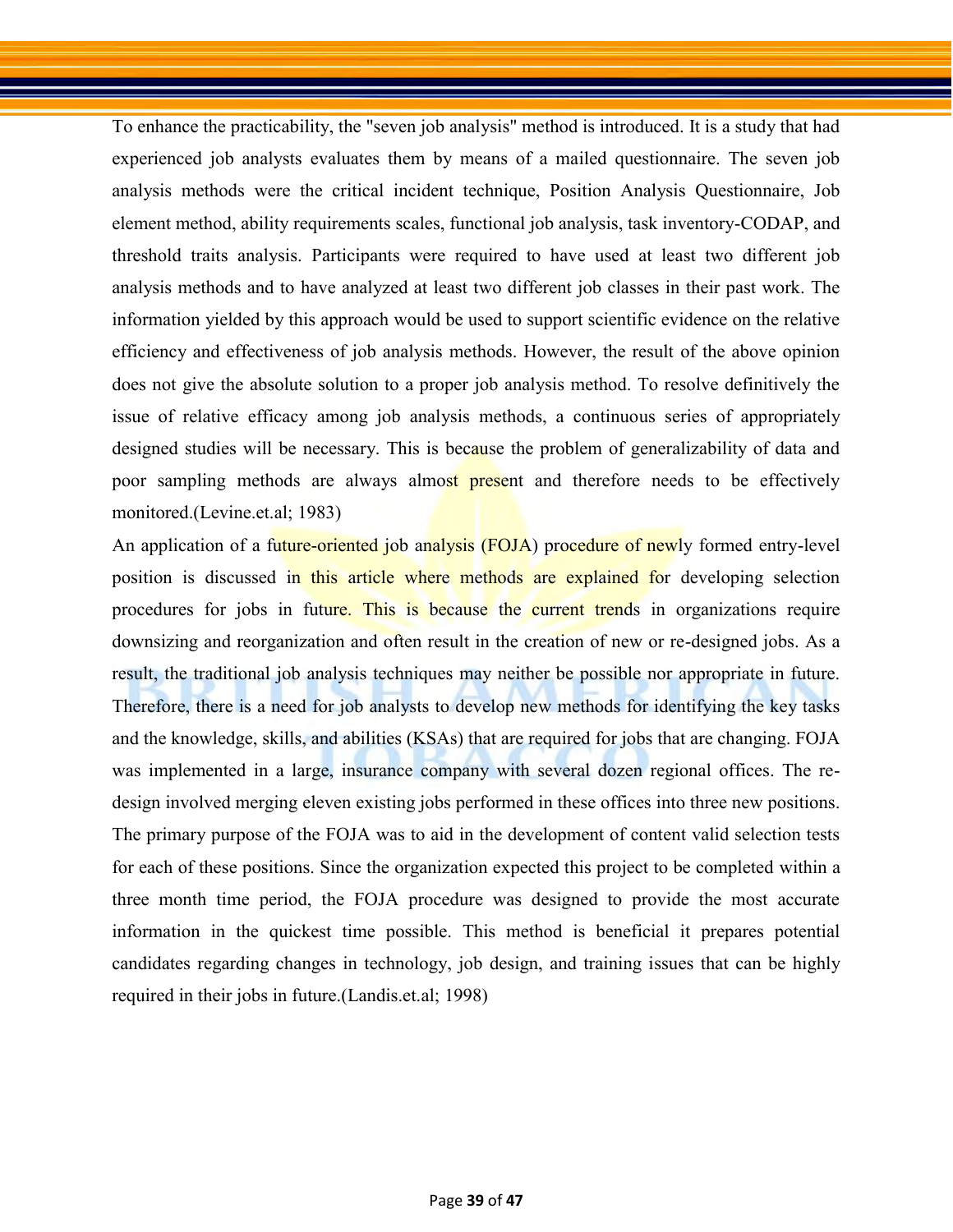To enhance the practicability, the "seven job analysis" method is introduced. It is a study that had experienced job analysts evaluates them by means of a mailed questionnaire. The seven job analysis methods were the critical incident technique, Position Analysis Questionnaire, Job element method, ability requirements scales, functional job analysis, task inventory-CODAP, and threshold traits analysis. Participants were required to have used at least two different job analysis methods and to have analyzed at least two different job classes in their past work. The information yielded by this approach would be used to support scientific evidence on the relative efficiency and effectiveness of job analysis methods. However, the result of the above opinion does not give the absolute solution to a proper job analysis method. To resolve definitively the issue of relative efficacy among job analysis methods, a continuous series of appropriately designed studies will be necessary. This is because the problem of generalizability of data and poor sampling methods are always almost present and therefore needs to be effectively monitored.(Levine.et.al; 1983)

An application of a future-oriented job analysis (FOJA) procedure of newly formed entry-level position is discussed in this article where methods are explained for developing selection procedures for jobs in future. This is because the current trends in organizations require downsizing and reorganization and often result in the creation of new or re-designed jobs. As a result, the traditional job analysis techniques may neither be possible nor appropriate in future. Therefore, there is a need for job analysts to develop new methods for identifying the key tasks and the knowledge, skills, and abilities (KSAs) that are required for jobs that are changing. FOJA was implemented in a large, insurance company with several dozen regional offices. The re-design involved merging eleven existing jobs performed in these offices into three new positions. The primary purpose of the FOJA was to aid in the development of content valid selection tests for each of these positions. Since the organization expected this project to be completed within a three month time period, the FOJA procedure was designed to provide the most accurate information in the quickest time possible. This method is beneficial it prepares potential candidates regarding changes in technology, job design, and training issues that can be highly required in their jobs in future.(Landis.et.al; 1998)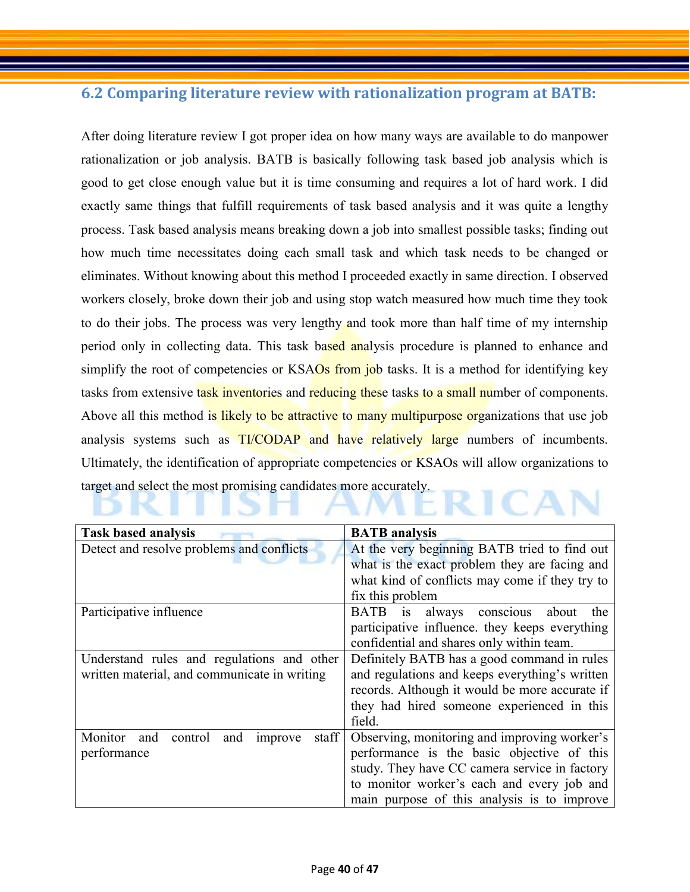## 6.2 Comparing literature review with rationalization program at BATB:

After doing literature review I got proper idea on how many ways are available to do manpower rationalization or job analysis. BATB is basically following task based job analysis which is good to get close enough value but it is time consuming and requires a lot of hard work. I did exactly same things that fulfill requirements of task based analysis and it was quite a lengthy process. Task based analysis means breaking down a job into smallest possible tasks; finding out how much time necessitates doing each small task and which task needs to be changed or eliminates. Without knowing about this method I proceeded exactly in same direction. I observed workers closely, broke down their job and using stop watch measured how much time they took to do their jobs. The process was very lengthy and took more than half time of my internship period only in collecting data. This task based analysis procedure is planned to enhance and simplify the root of competencies or KSAOs from job tasks. It is a method for identifying key tasks from extensive task inventories and reducing these tasks to a small number of components. Above all this method is likely to be attractive to many multipurpose organizations that use job analysis systems such as TI/CODAP and have relatively large numbers of incumbents. Ultimately, the identification of appropriate competencies or KSAOs will allow organizations to target and select the most promising candidates more accurately.

| Task based analysis | BATB analysis |
|---|---|
| Detect and resolve problems and conflicts | At the very beginning BATB tried to find out what is the exact problem they are facing and what kind of conflicts may come if they try to fix this problem |
| Participative influence | BATB is always conscious about the participative influence. they keeps everything confidential and shares only within team. |
| Understand rules and regulations and other written material, and communicate in writing | Definitely BATB has a good command in rules and regulations and keeps everything's written records. Although it would be more accurate if they had hired someone experienced in this field. |
| Monitor and control and improve staff performance | Observing, monitoring and improving worker's performance is the basic objective of this study. They have CC camera service in factory to monitor worker's each and every job and main purpose of this analysis is to improve |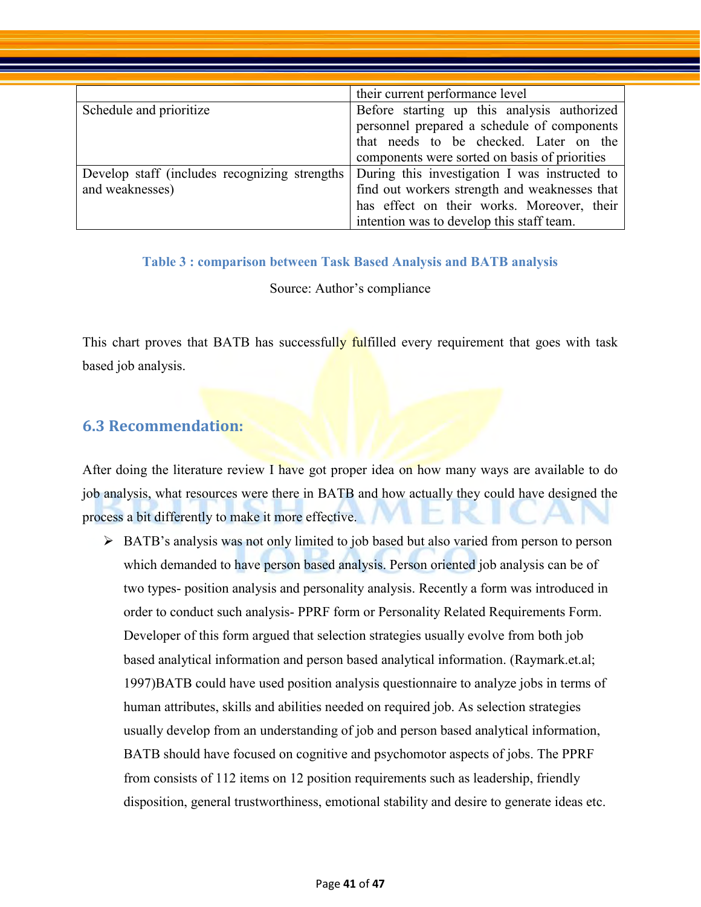| | |
|---|---|
| | their current performance level |
| Schedule and prioritize | Before starting up this analysis authorized personnel prepared a schedule of components that needs to be checked. Later on the components were sorted on basis of priorities |
| Develop staff (includes recognizing strengths and weaknesses) | During this investigation I was instructed to find out workers strength and weaknesses that has effect on their works. Moreover, their intention was to develop this staff team. |

**Table 3 : comparison between Task Based Analysis and BATB analysis**

Source: Author's compliance

This chart proves that BATB has successfully fulfilled every requirement that goes with task based job analysis.

## 6.3 Recommendation:

After doing the literature review I have got proper idea on how many ways are available to do job analysis, what resources were there in BATB and how actually they could have designed the process a bit differently to make it more effective.

- BATB's analysis was not only limited to job based but also varied from person to person which demanded to have person based analysis. Person oriented job analysis can be of two types- position analysis and personality analysis. Recently a form was introduced in order to conduct such analysis- PPRF form or Personality Related Requirements Form. Developer of this form argued that selection strategies usually evolve from both job based analytical information and person based analytical information. (Raymark.et.al; 1997)BATB could have used position analysis questionnaire to analyze jobs in terms of human attributes, skills and abilities needed on required job. As selection strategies usually develop from an understanding of job and person based analytical information, BATB should have focused on cognitive and psychomotor aspects of jobs. The PPRF from consists of 112 items on 12 position requirements such as leadership, friendly disposition, general trustworthiness, emotional stability and desire to generate ideas etc.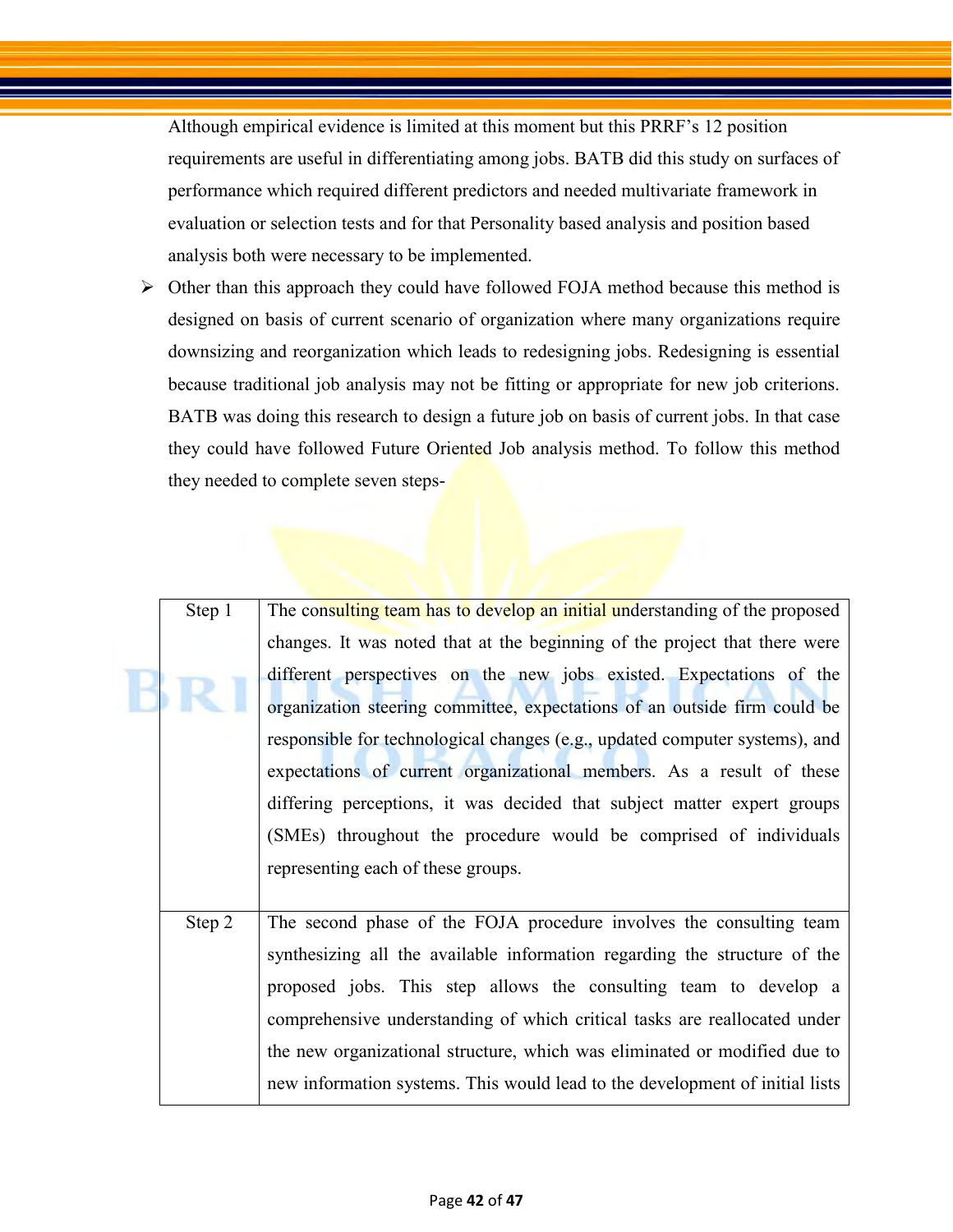Although empirical evidence is limited at this moment but this PRRF's 12 position requirements are useful in differentiating among jobs. BATB did this study on surfaces of performance which required different predictors and needed multivariate framework in evaluation or selection tests and for that Personality based analysis and position based analysis both were necessary to be implemented.

- Other than this approach they could have followed FOJA method because this method is designed on basis of current scenario of organization where many organizations require downsizing and reorganization which leads to redesigning jobs. Redesigning is essential because traditional job analysis may not be fitting or appropriate for new job criterions. BATB was doing this research to design a future job on basis of current jobs. In that case they could have followed Future Oriented Job analysis method. To follow this method they needed to complete seven steps-

| | |
|---|---|
| Step 1 | The consulting team has to develop an initial understanding of the proposed changes. It was noted that at the beginning of the project that there were different perspectives on the new jobs existed. Expectations of the organization steering committee, expectations of an outside firm could be responsible for technological changes (e.g., updated computer systems), and expectations of current organizational members. As a result of these differing perceptions, it was decided that subject matter expert groups (SMEs) throughout the procedure would be comprised of individuals representing each of these groups. |
| Step 2 | The second phase of the FOJA procedure involves the consulting team synthesizing all the available information regarding the structure of the proposed jobs. This step allows the consulting team to develop a comprehensive understanding of which critical tasks are reallocated under the new organizational structure, which was eliminated or modified due to new information systems. This would lead to the development of initial lists |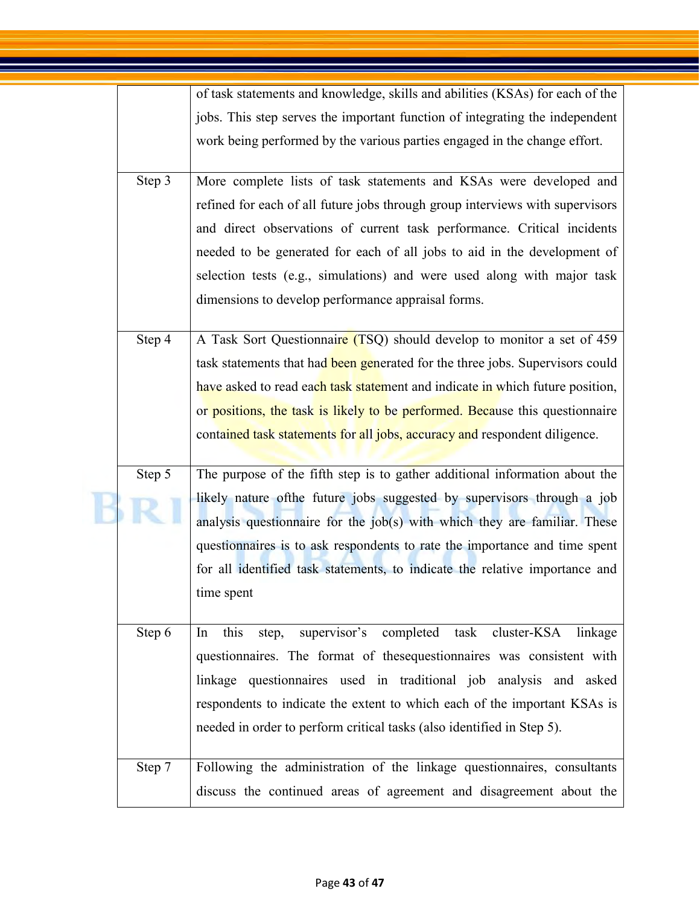| | |
|---|---|
| | of task statements and knowledge, skills and abilities (KSAs) for each of the jobs. This step serves the important function of integrating the independent work being performed by the various parties engaged in the change effort. |
| Step 3 | More complete lists of task statements and KSAs were developed and refined for each of all future jobs through group interviews with supervisors and direct observations of current task performance. Critical incidents needed to be generated for each of all jobs to aid in the development of selection tests (e.g., simulations) and were used along with major task dimensions to develop performance appraisal forms. |
| Step 4 | A Task Sort Questionnaire (TSQ) should develop to monitor a set of 459 task statements that had been generated for the three jobs. Supervisors could have asked to read each task statement and indicate in which future position, or positions, the task is likely to be performed. Because this questionnaire contained task statements for all jobs, accuracy and respondent diligence. |
| Step 5 | The purpose of the fifth step is to gather additional information about the likely nature ofthe future jobs suggested by supervisors through a job analysis questionnaire for the job(s) with which they are familiar. These questionnaires is to ask respondents to rate the importance and time spent for all identified task statements, to indicate the relative importance and time spent |
| Step 6 | In this step, supervisor's completed task cluster-KSA linkage questionnaires. The format of thesequestionnaires was consistent with linkage questionnaires used in traditional job analysis and asked respondents to indicate the extent to which each of the important KSAs is needed in order to perform critical tasks (also identified in Step 5). |
| Step 7 | Following the administration of the linkage questionnaires, consultants discuss the continued areas of agreement and disagreement about the |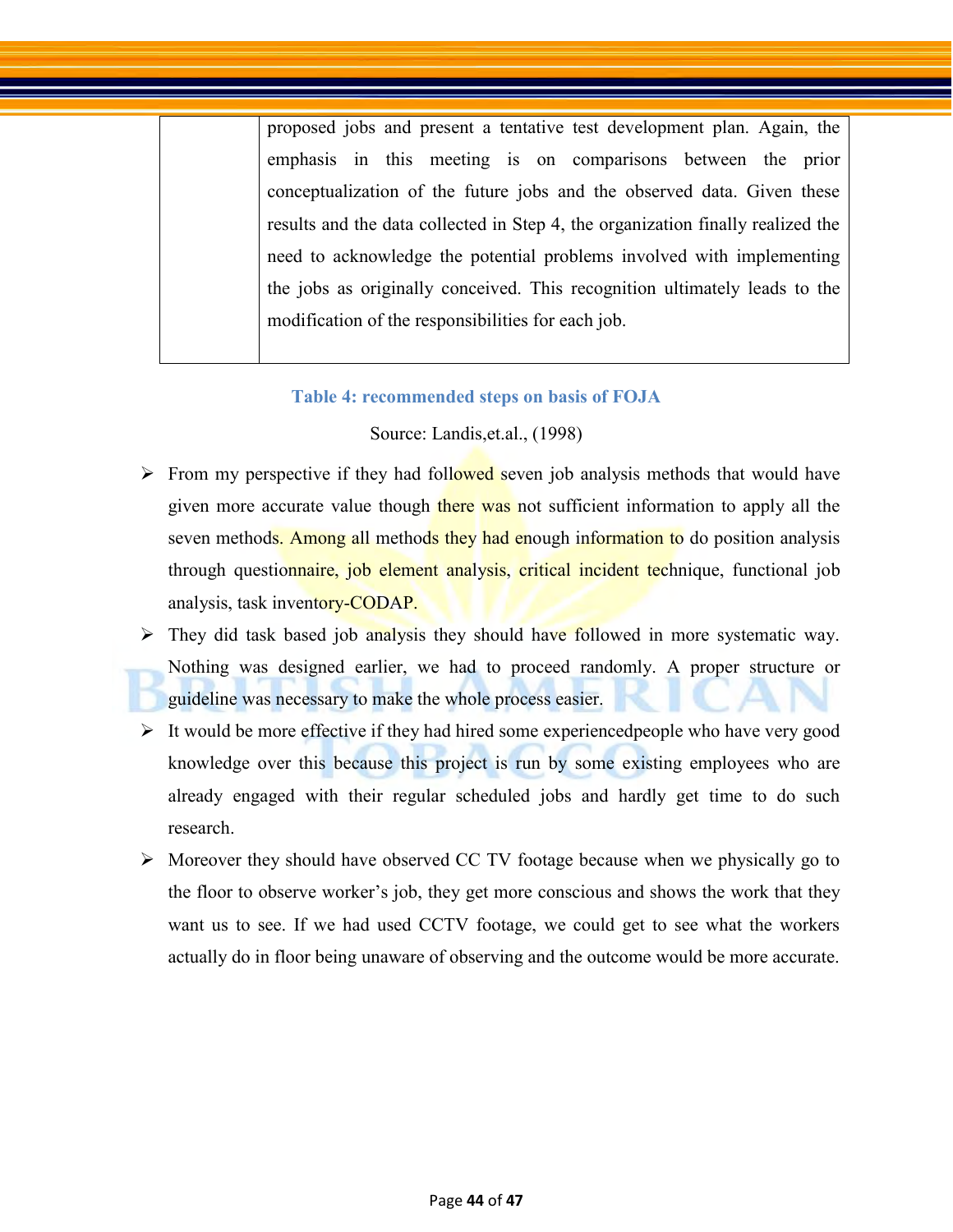| | |
|---|---|
| | proposed jobs and present a tentative test development plan. Again, the emphasis in this meeting is on comparisons between the prior conceptualization of the future jobs and the observed data. Given these results and the data collected in Step 4, the organization finally realized the need to acknowledge the potential problems involved with implementing the jobs as originally conceived. This recognition ultimately leads to the modification of the responsibilities for each job. |

**Table 4: recommended steps on basis of FOJA**

Source: Landis,et.al., (1998)

- From my perspective if they had followed seven job analysis methods that would have given more accurate value though there was not sufficient information to apply all the seven methods. Among all methods they had enough information to do position analysis through questionnaire, job element analysis, critical incident technique, functional job analysis, task inventory-CODAP.
- They did task based job analysis they should have followed in more systematic way. Nothing was designed earlier, we had to proceed randomly. A proper structure or guideline was necessary to make the whole process easier.
- It would be more effective if they had hired some experiencedpeople who have very good knowledge over this because this project is run by some existing employees who are already engaged with their regular scheduled jobs and hardly get time to do such research.
- Moreover they should have observed CC TV footage because when we physically go to the floor to observe worker's job, they get more conscious and shows the work that they want us to see. If we had used CCTV footage, we could get to see what the workers actually do in floor being unaware of observing and the outcome would be more accurate.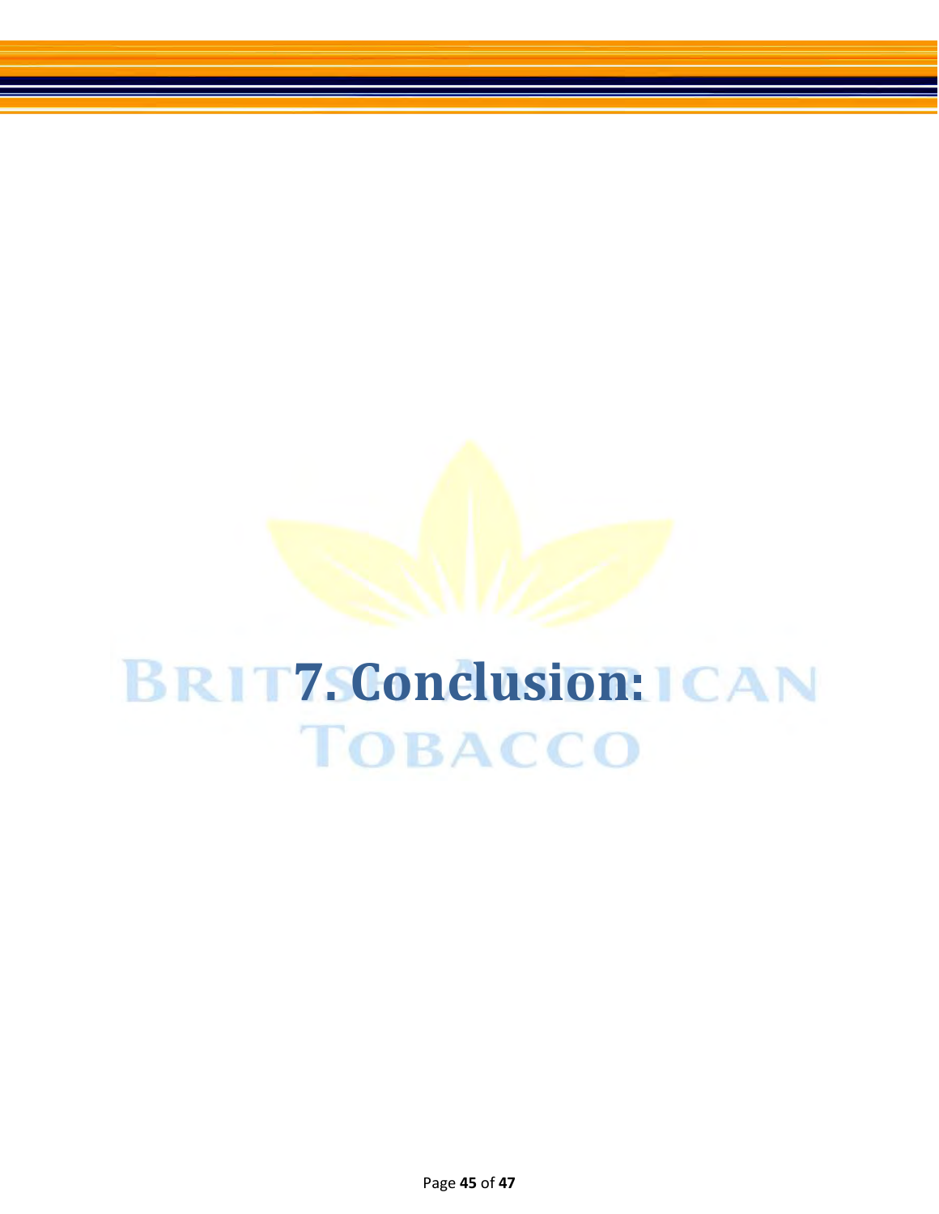# 7. Conclusion: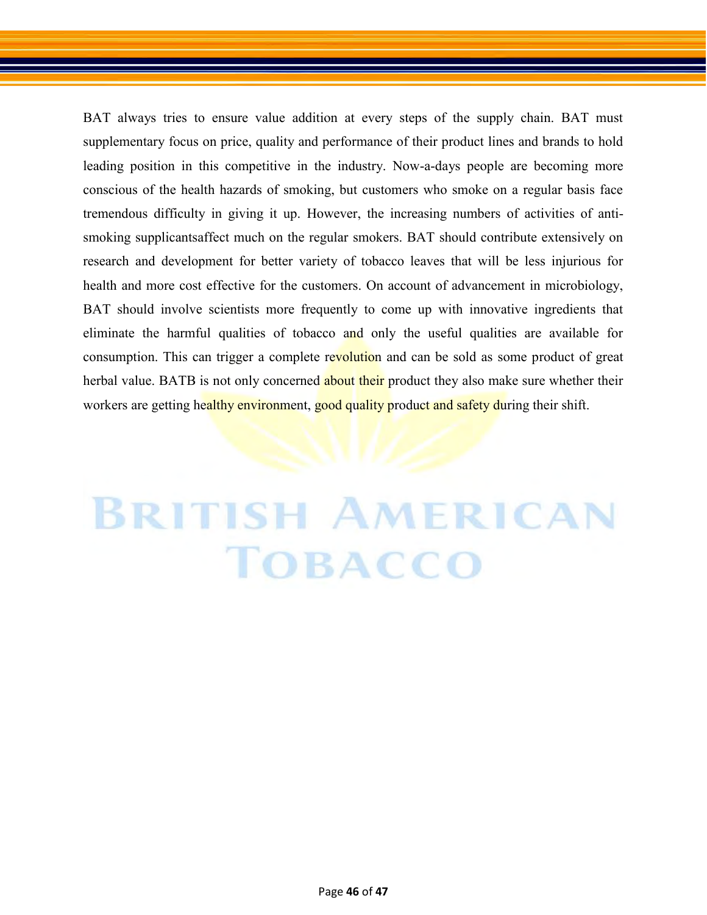BAT always tries to ensure value addition at every steps of the supply chain. BAT must supplementary focus on price, quality and performance of their product lines and brands to hold leading position in this competitive in the industry. Now-a-days people are becoming more conscious of the health hazards of smoking, but customers who smoke on a regular basis face tremendous difficulty in giving it up. However, the increasing numbers of activities of anti-smoking supplicantsaffect much on the regular smokers. BAT should contribute extensively on research and development for better variety of tobacco leaves that will be less injurious for health and more cost effective for the customers. On account of advancement in microbiology, BAT should involve scientists more frequently to come up with innovative ingredients that eliminate the harmful qualities of tobacco and only the useful qualities are available for consumption. This can trigger a complete revolution and can be sold as some product of great herbal value. BATB is not only concerned about their product they also make sure whether their workers are getting healthy environment, good quality product and safety during their shift.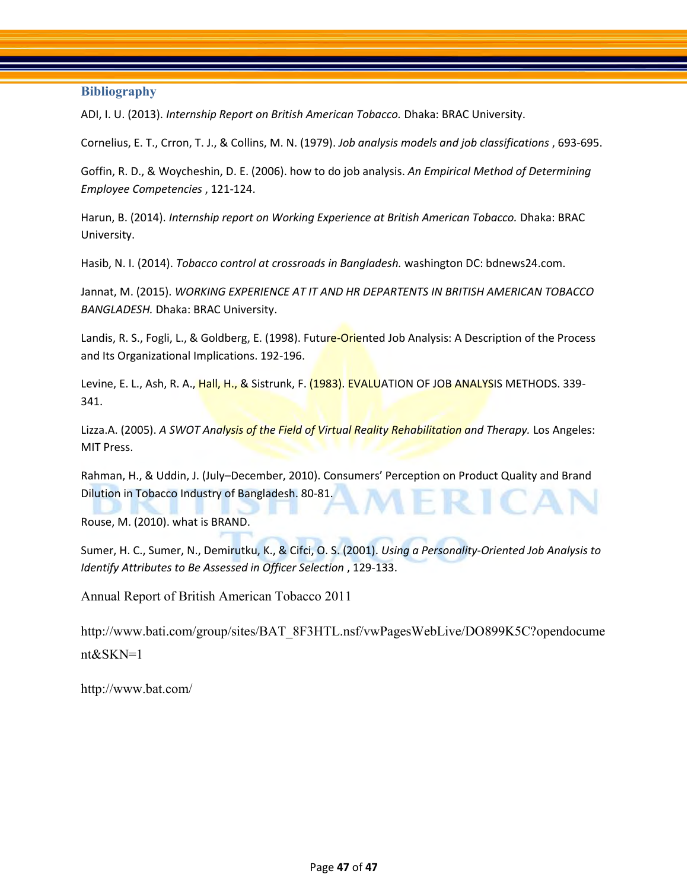## Bibliography

ADI, I. U. (2013). *Internship Report on British American Tobacco.* Dhaka: BRAC University.

Cornelius, E. T., Crron, T. J., & Collins, M. N. (1979). *Job analysis models and job classifications* , 693-695.

Goffin, R. D., & Woycheshin, D. E. (2006). how to do job analysis. *An Empirical Method of Determining Employee Competencies* , 121-124.

Harun, B. (2014). *Internship report on Working Experience at British American Tobacco.* Dhaka: BRAC University.

Hasib, N. I. (2014). *Tobacco control at crossroads in Bangladesh.* washington DC: bdnews24.com.

Jannat, M. (2015). *WORKING EXPERIENCE AT IT AND HR DEPARTENTS IN BRITISH AMERICAN TOBACCO BANGLADESH.* Dhaka: BRAC University.

Landis, R. S., Fogli, L., & Goldberg, E. (1998). Future-Oriented Job Analysis: A Description of the Process and Its Organizational Implications. 192-196.

Levine, E. L., Ash, R. A., Hall, H., & Sistrunk, F. (1983). EVALUATION OF JOB ANALYSIS METHODS. 339-341.

Lizza.A. (2005). *A SWOT Analysis of the Field of Virtual Reality Rehabilitation and Therapy.* Los Angeles: MIT Press.

Rahman, H., & Uddin, J. (July–December, 2010). Consumers' Perception on Product Quality and Brand Dilution in Tobacco Industry of Bangladesh. 80-81.

Rouse, M. (2010). what is BRAND.

Sumer, H. C., Sumer, N., Demirutku, K., & Cifci, O. S. (2001). *Using a Personality-Oriented Job Analysis to Identify Attributes to Be Assessed in Officer Selection* , 129-133.

Annual Report of British American Tobacco 2011

http://www.bati.com/group/sites/BAT_8F3HTL.nsf/vwPagesWebLive/DO899K5C?opendocument&SKN=1

http://www.bat.com/